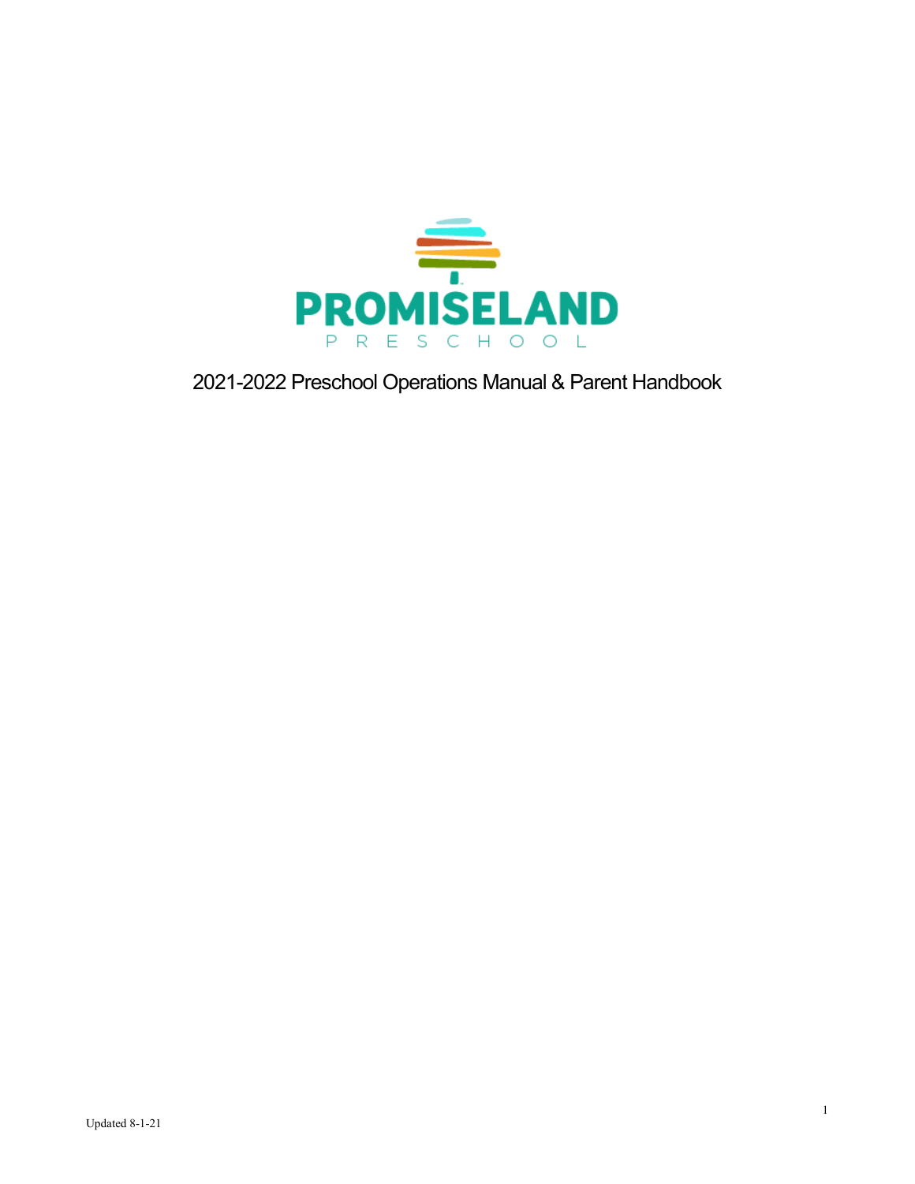# PROMISELAND

P R E S C H O O L

## 2021-2022 Preschool Operations Manual & Parent Handbook

Updated 8-1-21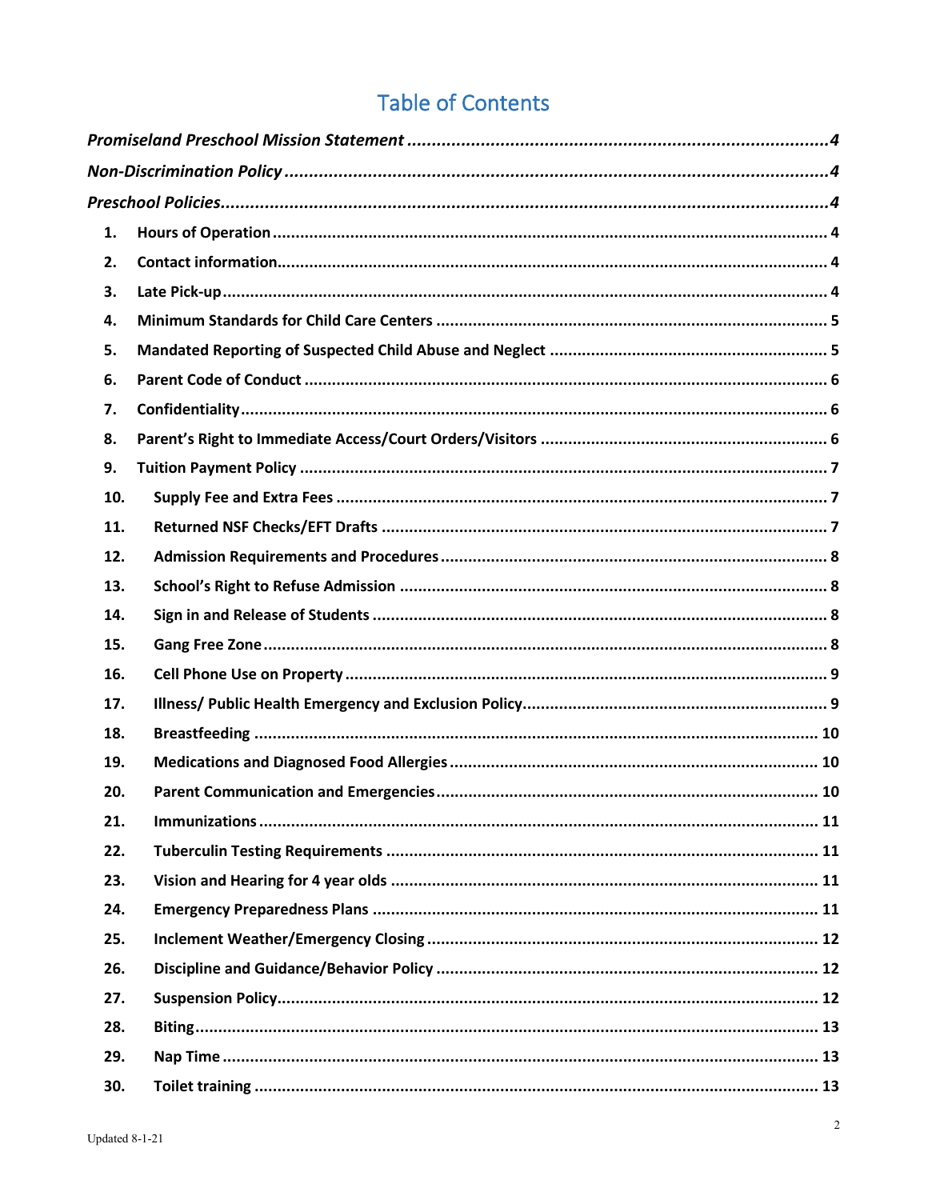# Table of Contents

*Promiseland Preschool Mission Statement* ........................................ *4*

*Non-Discrimination Policy* ........................................ *4*

*Preschool Policies* ........................................ *4*

1. Hours of Operation ........................................ 4
2. Contact information ........................................ 4
3. Late Pick-up ........................................ 4
4. Minimum Standards for Child Care Centers ........................................ 5
5. Mandated Reporting of Suspected Child Abuse and Neglect ........................................ 5
6. Parent Code of Conduct ........................................ 6
7. Confidentiality ........................................ 6
8. Parent's Right to Immediate Access/Court Orders/Visitors ........................................ 6
9. Tuition Payment Policy ........................................ 7
10. Supply Fee and Extra Fees ........................................ 7
11. Returned NSF Checks/EFT Drafts ........................................ 7
12. Admission Requirements and Procedures ........................................ 8
13. School's Right to Refuse Admission ........................................ 8
14. Sign in and Release of Students ........................................ 8
15. Gang Free Zone ........................................ 8
16. Cell Phone Use on Property ........................................ 9
17. Illness/ Public Health Emergency and Exclusion Policy ........................................ 9
18. Breastfeeding ........................................ 10
19. Medications and Diagnosed Food Allergies ........................................ 10
20. Parent Communication and Emergencies ........................................ 10
21. Immunizations ........................................ 11
22. Tuberculin Testing Requirements ........................................ 11
23. Vision and Hearing for 4 year olds ........................................ 11
24. Emergency Preparedness Plans ........................................ 11
25. Inclement Weather/Emergency Closing ........................................ 12
26. Discipline and Guidance/Behavior Policy ........................................ 12
27. Suspension Policy ........................................ 12
28. Biting ........................................ 13
29. Nap Time ........................................ 13
30. Toilet training ........................................ 13

Updated 8-1-21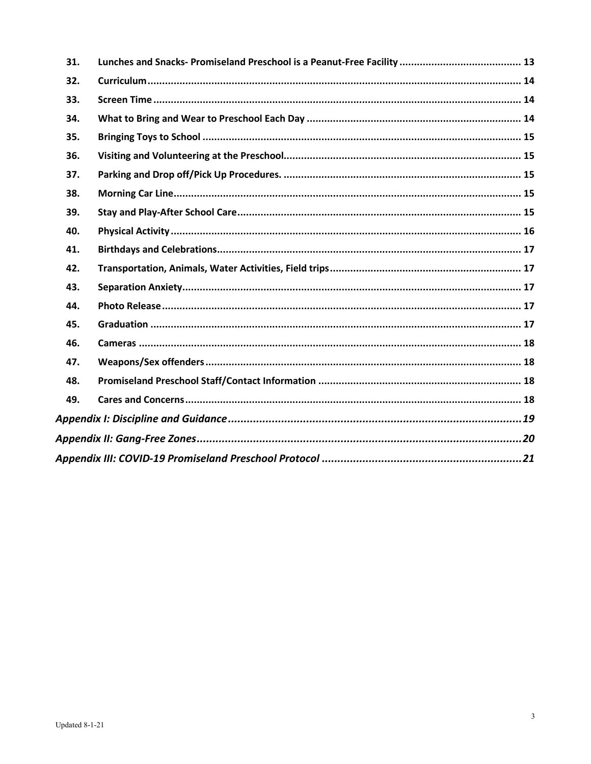31. **Lunches and Snacks- Promiseland Preschool is a Peanut-Free Facility** .......... 13
32. **Curriculum** .......... 14
33. **Screen Time** .......... 14
34. **What to Bring and Wear to Preschool Each Day** .......... 14
35. **Bringing Toys to School** .......... 15
36. **Visiting and Volunteering at the Preschool** .......... 15
37. **Parking and Drop off/Pick Up Procedures.** .......... 15
38. **Morning Car Line** .......... 15
39. **Stay and Play-After School Care** .......... 15
40. **Physical Activity** .......... 16
41. **Birthdays and Celebrations** .......... 17
42. **Transportation, Animals, Water Activities, Field trips** .......... 17
43. **Separation Anxiety** .......... 17
44. **Photo Release** .......... 17
45. **Graduation** .......... 17
46. **Cameras** .......... 18
47. **Weapons/Sex offenders** .......... 18
48. **Promiseland Preschool Staff/Contact Information** .......... 18
49. **Cares and Concerns** .......... 18

***Appendix I: Discipline and Guidance*** .......... 19

***Appendix II: Gang-Free Zones*** .......... 20

***Appendix III: COVID-19 Promiseland Preschool Protocol*** .......... 21

Updated 8-1-21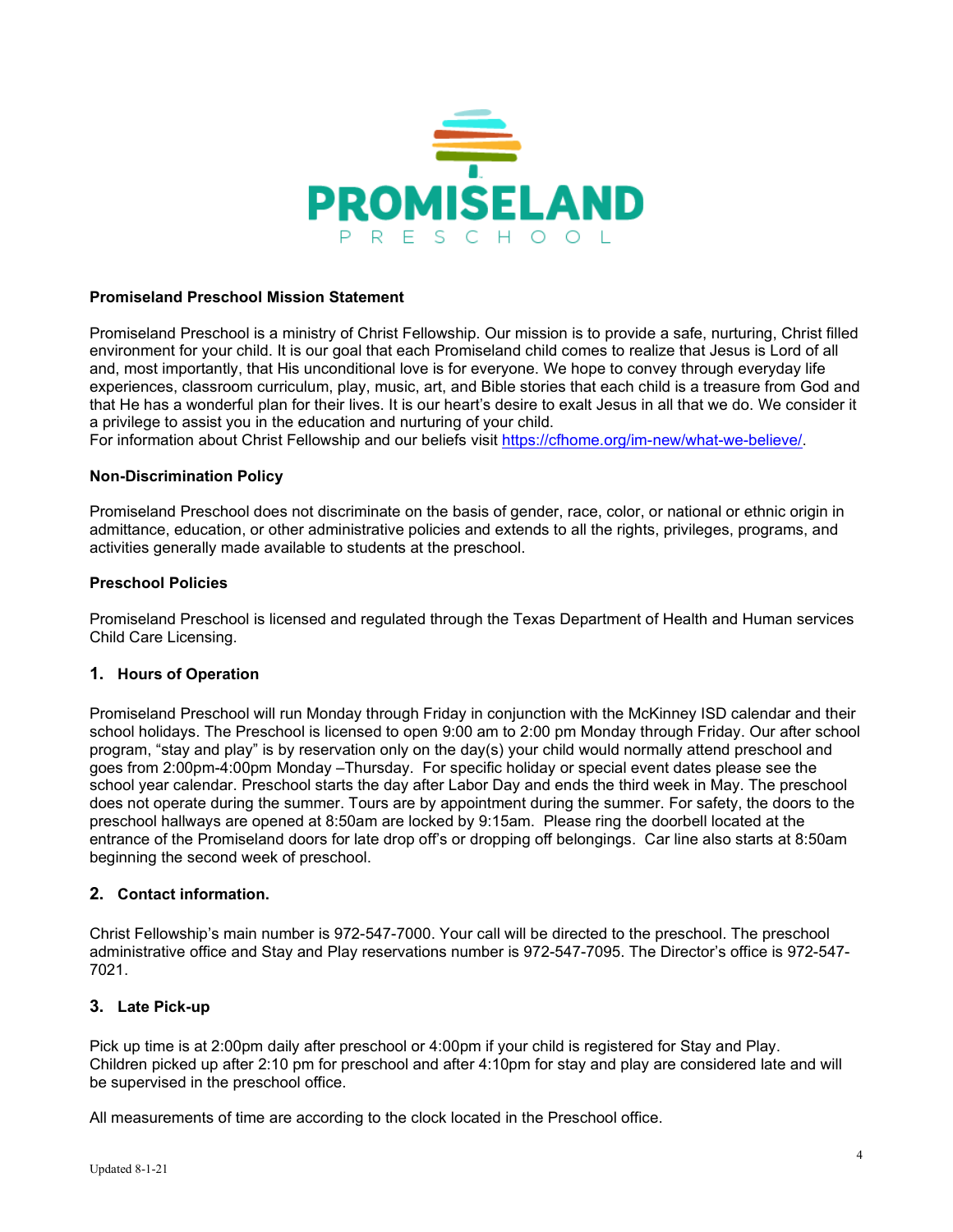**PROMISELAND**
PRESCHOOL

**Promiseland Preschool Mission Statement**

Promiseland Preschool is a ministry of Christ Fellowship. Our mission is to provide a safe, nurturing, Christ filled environment for your child. It is our goal that each Promiseland child comes to realize that Jesus is Lord of all and, most importantly, that His unconditional love is for everyone. We hope to convey through everyday life experiences, classroom curriculum, play, music, art, and Bible stories that each child is a treasure from God and that He has a wonderful plan for their lives. It is our heart's desire to exalt Jesus in all that we do. We consider it a privilege to assist you in the education and nurturing of your child.
For information about Christ Fellowship and our beliefs visit https://cfhome.org/im-new/what-we-believe/.

**Non-Discrimination Policy**

Promiseland Preschool does not discriminate on the basis of gender, race, color, or national or ethnic origin in admittance, education, or other administrative policies and extends to all the rights, privileges, programs, and activities generally made available to students at the preschool.

**Preschool Policies**

Promiseland Preschool is licensed and regulated through the Texas Department of Health and Human services Child Care Licensing.

**1. Hours of Operation**

Promiseland Preschool will run Monday through Friday in conjunction with the McKinney ISD calendar and their school holidays. The Preschool is licensed to open 9:00 am to 2:00 pm Monday through Friday. Our after school program, "stay and play" is by reservation only on the day(s) your child would normally attend preschool and goes from 2:00pm-4:00pm Monday –Thursday. For specific holiday or special event dates please see the school year calendar. Preschool starts the day after Labor Day and ends the third week in May. The preschool does not operate during the summer. Tours are by appointment during the summer. For safety, the doors to the preschool hallways are opened at 8:50am are locked by 9:15am. Please ring the doorbell located at the entrance of the Promiseland doors for late drop off's or dropping off belongings. Car line also starts at 8:50am beginning the second week of preschool.

**2. Contact information.**

Christ Fellowship's main number is 972-547-7000. Your call will be directed to the preschool. The preschool administrative office and Stay and Play reservations number is 972-547-7095. The Director's office is 972-547-7021.

**3. Late Pick-up**

Pick up time is at 2:00pm daily after preschool or 4:00pm if your child is registered for Stay and Play. Children picked up after 2:10 pm for preschool and after 4:10pm for stay and play are considered late and will be supervised in the preschool office.

All measurements of time are according to the clock located in the Preschool office.

Updated 8-1-21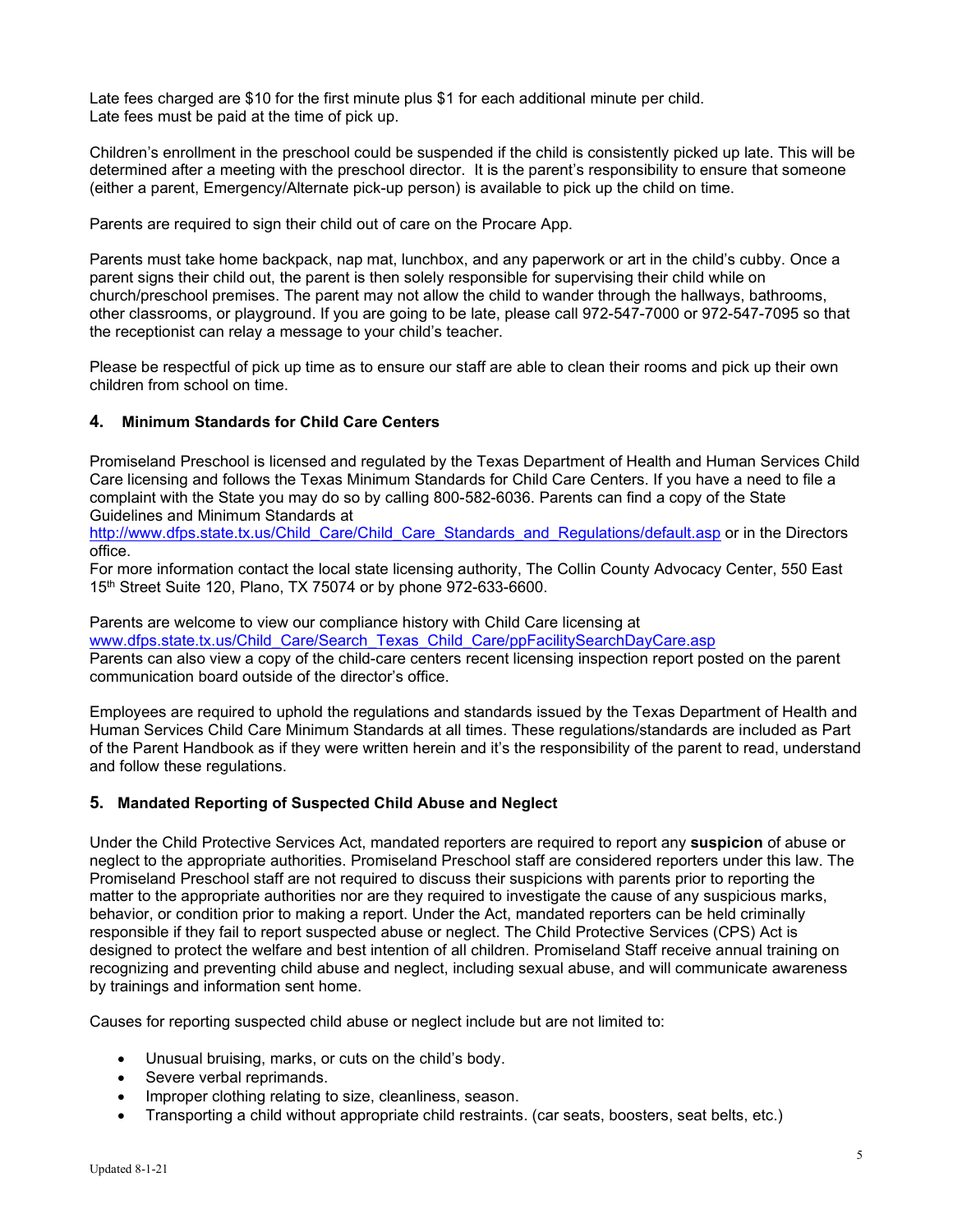Late fees charged are $10 for the first minute plus $1 for each additional minute per child.
Late fees must be paid at the time of pick up.

Children's enrollment in the preschool could be suspended if the child is consistently picked up late. This will be determined after a meeting with the preschool director. It is the parent's responsibility to ensure that someone (either a parent, Emergency/Alternate pick-up person) is available to pick up the child on time.

Parents are required to sign their child out of care on the Procare App.

Parents must take home backpack, nap mat, lunchbox, and any paperwork or art in the child's cubby. Once a parent signs their child out, the parent is then solely responsible for supervising their child while on church/preschool premises. The parent may not allow the child to wander through the hallways, bathrooms, other classrooms, or playground. If you are going to be late, please call 972-547-7000 or 972-547-7095 so that the receptionist can relay a message to your child's teacher.

Please be respectful of pick up time as to ensure our staff are able to clean their rooms and pick up their own children from school on time.

## 4. Minimum Standards for Child Care Centers

Promiseland Preschool is licensed and regulated by the Texas Department of Health and Human Services Child Care licensing and follows the Texas Minimum Standards for Child Care Centers. If you have a need to file a complaint with the State you may do so by calling 800-582-6036. Parents can find a copy of the State Guidelines and Minimum Standards at http://www.dfps.state.tx.us/Child_Care/Child_Care_Standards_and_Regulations/default.asp or in the Directors office.
For more information contact the local state licensing authority, The Collin County Advocacy Center, 550 East 15th Street Suite 120, Plano, TX 75074 or by phone 972-633-6600.

Parents are welcome to view our compliance history with Child Care licensing at www.dfps.state.tx.us/Child_Care/Search_Texas_Child_Care/ppFacilitySearchDayCare.asp
Parents can also view a copy of the child-care centers recent licensing inspection report posted on the parent communication board outside of the director's office.

Employees are required to uphold the regulations and standards issued by the Texas Department of Health and Human Services Child Care Minimum Standards at all times. These regulations/standards are included as Part of the Parent Handbook as if they were written herein and it's the responsibility of the parent to read, understand and follow these regulations.

## 5. Mandated Reporting of Suspected Child Abuse and Neglect

Under the Child Protective Services Act, mandated reporters are required to report any **suspicion** of abuse or neglect to the appropriate authorities. Promiseland Preschool staff are considered reporters under this law. The Promiseland Preschool staff are not required to discuss their suspicions with parents prior to reporting the matter to the appropriate authorities nor are they required to investigate the cause of any suspicious marks, behavior, or condition prior to making a report. Under the Act, mandated reporters can be held criminally responsible if they fail to report suspected abuse or neglect. The Child Protective Services (CPS) Act is designed to protect the welfare and best intention of all children. Promiseland Staff receive annual training on recognizing and preventing child abuse and neglect, including sexual abuse, and will communicate awareness by trainings and information sent home.

Causes for reporting suspected child abuse or neglect include but are not limited to:

- Unusual bruising, marks, or cuts on the child's body.
- Severe verbal reprimands.
- Improper clothing relating to size, cleanliness, season.
- Transporting a child without appropriate child restraints. (car seats, boosters, seat belts, etc.)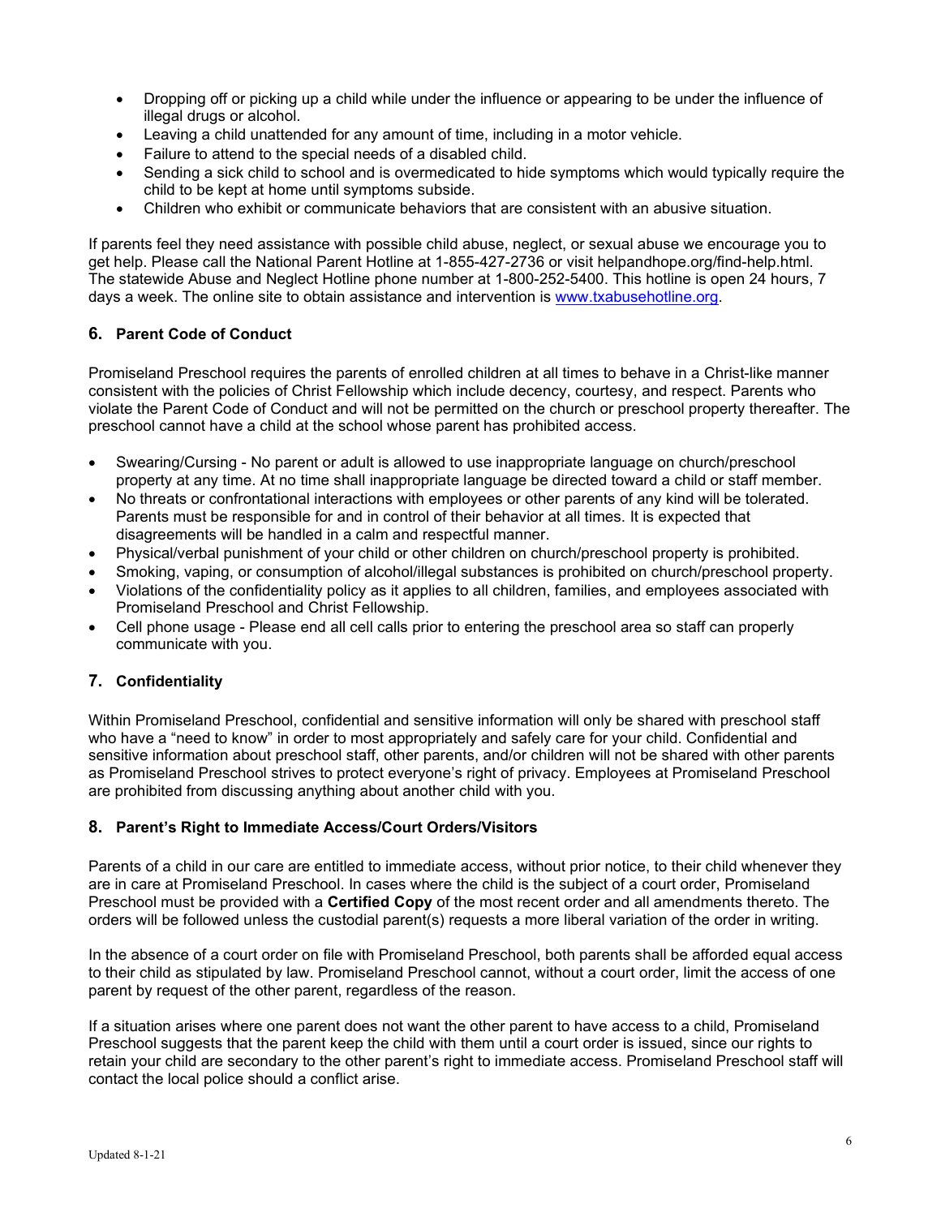- Dropping off or picking up a child while under the influence or appearing to be under the influence of illegal drugs or alcohol.
- Leaving a child unattended for any amount of time, including in a motor vehicle.
- Failure to attend to the special needs of a disabled child.
- Sending a sick child to school and is overmedicated to hide symptoms which would typically require the child to be kept at home until symptoms subside.
- Children who exhibit or communicate behaviors that are consistent with an abusive situation.

If parents feel they need assistance with possible child abuse, neglect, or sexual abuse we encourage you to get help. Please call the National Parent Hotline at 1-855-427-2736 or visit helpandhope.org/find-help.html. The statewide Abuse and Neglect Hotline phone number at 1-800-252-5400. This hotline is open 24 hours, 7 days a week. The online site to obtain assistance and intervention is [www.txabusehotline.org](www.txabusehotline.org).

## 6. Parent Code of Conduct

Promiseland Preschool requires the parents of enrolled children at all times to behave in a Christ-like manner consistent with the policies of Christ Fellowship which include decency, courtesy, and respect. Parents who violate the Parent Code of Conduct and will not be permitted on the church or preschool property thereafter. The preschool cannot have a child at the school whose parent has prohibited access.

- Swearing/Cursing - No parent or adult is allowed to use inappropriate language on church/preschool property at any time. At no time shall inappropriate language be directed toward a child or staff member.
- No threats or confrontational interactions with employees or other parents of any kind will be tolerated. Parents must be responsible for and in control of their behavior at all times. It is expected that disagreements will be handled in a calm and respectful manner.
- Physical/verbal punishment of your child or other children on church/preschool property is prohibited.
- Smoking, vaping, or consumption of alcohol/illegal substances is prohibited on church/preschool property.
- Violations of the confidentiality policy as it applies to all children, families, and employees associated with Promiseland Preschool and Christ Fellowship.
- Cell phone usage - Please end all cell calls prior to entering the preschool area so staff can properly communicate with you.

## 7. Confidentiality

Within Promiseland Preschool, confidential and sensitive information will only be shared with preschool staff who have a "need to know" in order to most appropriately and safely care for your child. Confidential and sensitive information about preschool staff, other parents, and/or children will not be shared with other parents as Promiseland Preschool strives to protect everyone's right of privacy. Employees at Promiseland Preschool are prohibited from discussing anything about another child with you.

## 8. Parent's Right to Immediate Access/Court Orders/Visitors

Parents of a child in our care are entitled to immediate access, without prior notice, to their child whenever they are in care at Promiseland Preschool. In cases where the child is the subject of a court order, Promiseland Preschool must be provided with a **Certified Copy** of the most recent order and all amendments thereto. The orders will be followed unless the custodial parent(s) requests a more liberal variation of the order in writing.

In the absence of a court order on file with Promiseland Preschool, both parents shall be afforded equal access to their child as stipulated by law. Promiseland Preschool cannot, without a court order, limit the access of one parent by request of the other parent, regardless of the reason.

If a situation arises where one parent does not want the other parent to have access to a child, Promiseland Preschool suggests that the parent keep the child with them until a court order is issued, since our rights to retain your child are secondary to the other parent's right to immediate access. Promiseland Preschool staff will contact the local police should a conflict arise.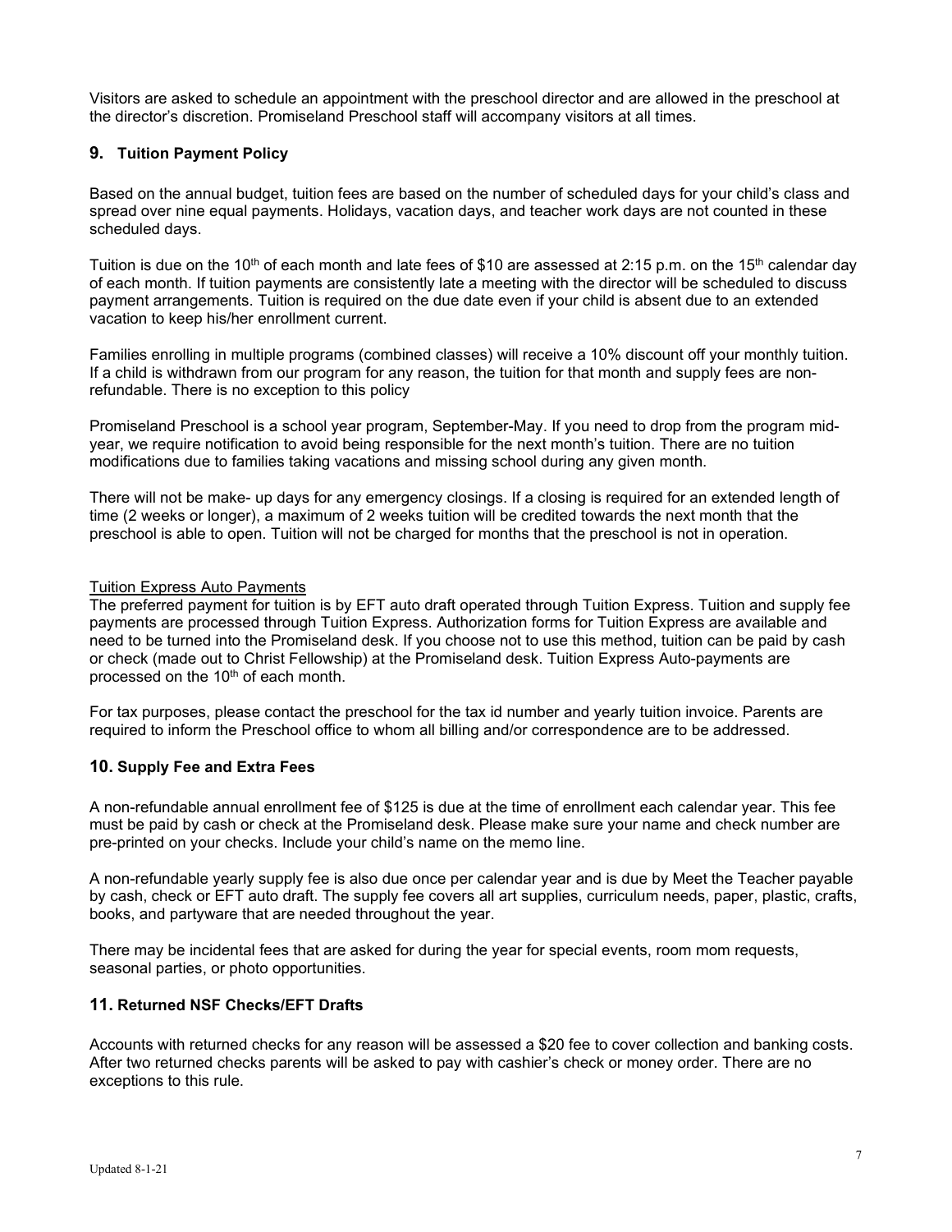Visitors are asked to schedule an appointment with the preschool director and are allowed in the preschool at the director's discretion. Promiseland Preschool staff will accompany visitors at all times.

## 9. Tuition Payment Policy

Based on the annual budget, tuition fees are based on the number of scheduled days for your child's class and spread over nine equal payments. Holidays, vacation days, and teacher work days are not counted in these scheduled days.

Tuition is due on the 10th of each month and late fees of $10 are assessed at 2:15 p.m. on the 15th calendar day of each month. If tuition payments are consistently late a meeting with the director will be scheduled to discuss payment arrangements. Tuition is required on the due date even if your child is absent due to an extended vacation to keep his/her enrollment current.

Families enrolling in multiple programs (combined classes) will receive a 10% discount off your monthly tuition. If a child is withdrawn from our program for any reason, the tuition for that month and supply fees are non-refundable. There is no exception to this policy

Promiseland Preschool is a school year program, September-May. If you need to drop from the program mid-year, we require notification to avoid being responsible for the next month's tuition. There are no tuition modifications due to families taking vacations and missing school during any given month.

There will not be make- up days for any emergency closings. If a closing is required for an extended length of time (2 weeks or longer), a maximum of 2 weeks tuition will be credited towards the next month that the preschool is able to open. Tuition will not be charged for months that the preschool is not in operation.

Tuition Express Auto Payments

The preferred payment for tuition is by EFT auto draft operated through Tuition Express. Tuition and supply fee payments are processed through Tuition Express. Authorization forms for Tuition Express are available and need to be turned into the Promiseland desk. If you choose not to use this method, tuition can be paid by cash or check (made out to Christ Fellowship) at the Promiseland desk. Tuition Express Auto-payments are processed on the 10th of each month.

For tax purposes, please contact the preschool for the tax id number and yearly tuition invoice. Parents are required to inform the Preschool office to whom all billing and/or correspondence are to be addressed.

## 10. Supply Fee and Extra Fees

A non-refundable annual enrollment fee of $125 is due at the time of enrollment each calendar year. This fee must be paid by cash or check at the Promiseland desk. Please make sure your name and check number are pre-printed on your checks. Include your child's name on the memo line.

A non-refundable yearly supply fee is also due once per calendar year and is due by Meet the Teacher payable by cash, check or EFT auto draft. The supply fee covers all art supplies, curriculum needs, paper, plastic, crafts, books, and partyware that are needed throughout the year.

There may be incidental fees that are asked for during the year for special events, room mom requests, seasonal parties, or photo opportunities.

## 11. Returned NSF Checks/EFT Drafts

Accounts with returned checks for any reason will be assessed a $20 fee to cover collection and banking costs. After two returned checks parents will be asked to pay with cashier's check or money order. There are no exceptions to this rule.

Updated 8-1-21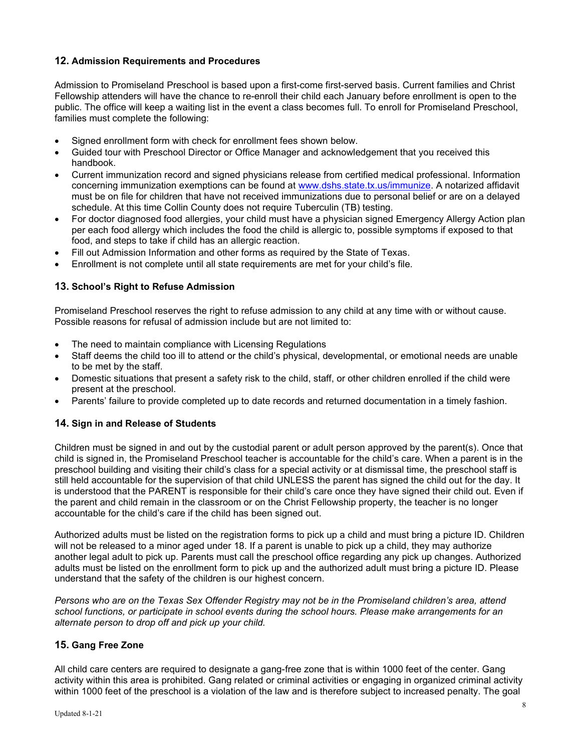### 12. Admission Requirements and Procedures

Admission to Promiseland Preschool is based upon a first-come first-served basis. Current families and Christ Fellowship attenders will have the chance to re-enroll their child each January before enrollment is open to the public. The office will keep a waiting list in the event a class becomes full. To enroll for Promiseland Preschool, families must complete the following:

- Signed enrollment form with check for enrollment fees shown below.
- Guided tour with Preschool Director or Office Manager and acknowledgement that you received this handbook.
- Current immunization record and signed physicians release from certified medical professional. Information concerning immunization exemptions can be found at [www.dshs.state.tx.us/immunize](www.dshs.state.tx.us/immunize). A notarized affidavit must be on file for children that have not received immunizations due to personal belief or are on a delayed schedule. At this time Collin County does not require Tuberculin (TB) testing.
- For doctor diagnosed food allergies, your child must have a physician signed Emergency Allergy Action plan per each food allergy which includes the food the child is allergic to, possible symptoms if exposed to that food, and steps to take if child has an allergic reaction.
- Fill out Admission Information and other forms as required by the State of Texas.
- Enrollment is not complete until all state requirements are met for your child's file.

### 13. School's Right to Refuse Admission

Promiseland Preschool reserves the right to refuse admission to any child at any time with or without cause. Possible reasons for refusal of admission include but are not limited to:

- The need to maintain compliance with Licensing Regulations
- Staff deems the child too ill to attend or the child's physical, developmental, or emotional needs are unable to be met by the staff.
- Domestic situations that present a safety risk to the child, staff, or other children enrolled if the child were present at the preschool.
- Parents' failure to provide completed up to date records and returned documentation in a timely fashion.

### 14. Sign in and Release of Students

Children must be signed in and out by the custodial parent or adult person approved by the parent(s). Once that child is signed in, the Promiseland Preschool teacher is accountable for the child's care. When a parent is in the preschool building and visiting their child's class for a special activity or at dismissal time, the preschool staff is still held accountable for the supervision of that child UNLESS the parent has signed the child out for the day. It is understood that the PARENT is responsible for their child's care once they have signed their child out. Even if the parent and child remain in the classroom or on the Christ Fellowship property, the teacher is no longer accountable for the child's care if the child has been signed out.

Authorized adults must be listed on the registration forms to pick up a child and must bring a picture ID. Children will not be released to a minor aged under 18. If a parent is unable to pick up a child, they may authorize another legal adult to pick up. Parents must call the preschool office regarding any pick up changes. Authorized adults must be listed on the enrollment form to pick up and the authorized adult must bring a picture ID. Please understand that the safety of the children is our highest concern.

*Persons who are on the Texas Sex Offender Registry may not be in the Promiseland children's area, attend school functions, or participate in school events during the school hours. Please make arrangements for an alternate person to drop off and pick up your child.*

### 15. Gang Free Zone

All child care centers are required to designate a gang-free zone that is within 1000 feet of the center. Gang activity within this area is prohibited. Gang related or criminal activities or engaging in organized criminal activity within 1000 feet of the preschool is a violation of the law and is therefore subject to increased penalty. The goal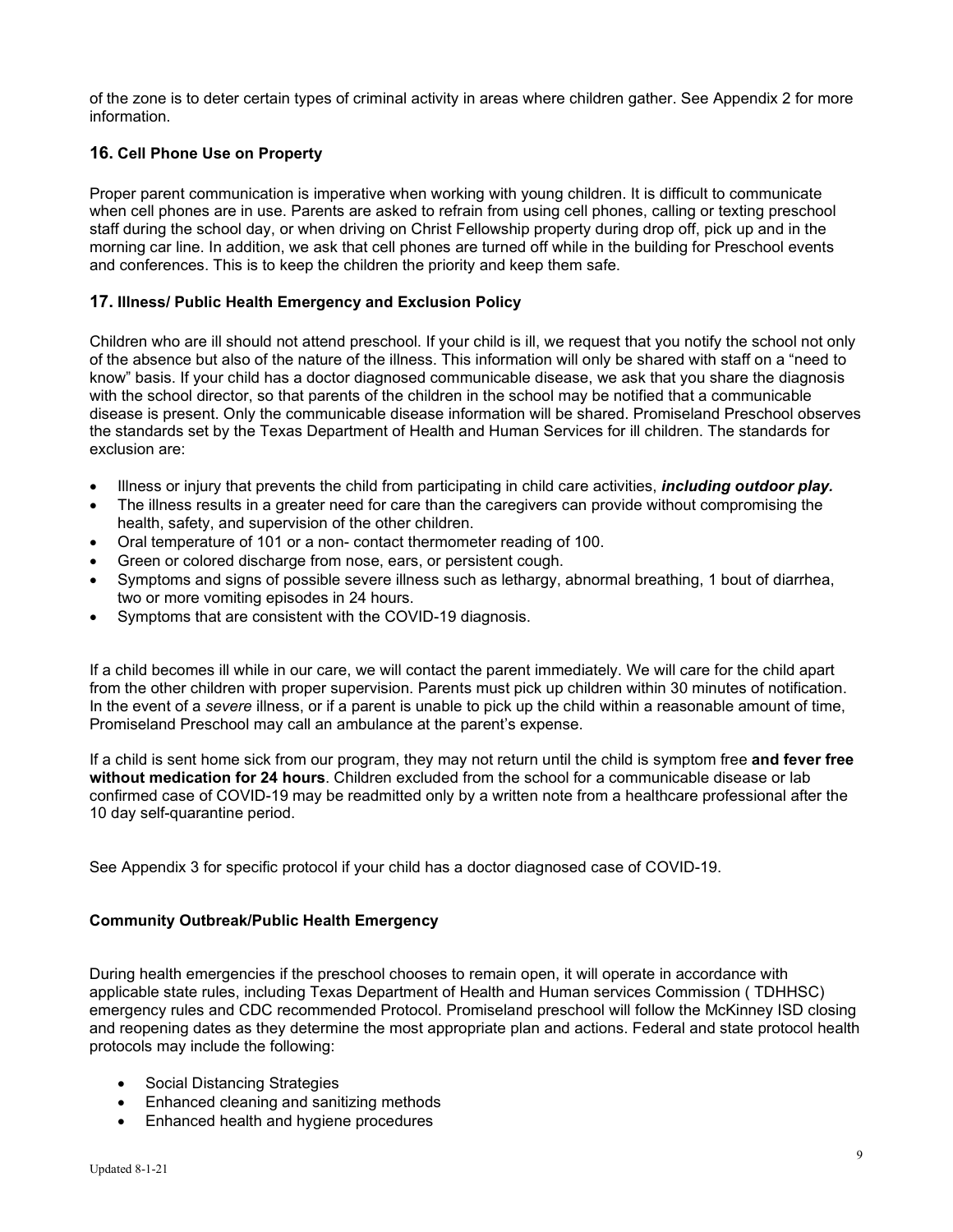of the zone is to deter certain types of criminal activity in areas where children gather. See Appendix 2 for more information.

## 16. Cell Phone Use on Property

Proper parent communication is imperative when working with young children. It is difficult to communicate when cell phones are in use. Parents are asked to refrain from using cell phones, calling or texting preschool staff during the school day, or when driving on Christ Fellowship property during drop off, pick up and in the morning car line. In addition, we ask that cell phones are turned off while in the building for Preschool events and conferences. This is to keep the children the priority and keep them safe.

## 17. Illness/ Public Health Emergency and Exclusion Policy

Children who are ill should not attend preschool. If your child is ill, we request that you notify the school not only of the absence but also of the nature of the illness. This information will only be shared with staff on a “need to know” basis. If your child has a doctor diagnosed communicable disease, we ask that you share the diagnosis with the school director, so that parents of the children in the school may be notified that a communicable disease is present. Only the communicable disease information will be shared. Promiseland Preschool observes the standards set by the Texas Department of Health and Human Services for ill children. The standards for exclusion are:

- Illness or injury that prevents the child from participating in child care activities, ***including outdoor play.***
- The illness results in a greater need for care than the caregivers can provide without compromising the health, safety, and supervision of the other children.
- Oral temperature of 101 or a non- contact thermometer reading of 100.
- Green or colored discharge from nose, ears, or persistent cough.
- Symptoms and signs of possible severe illness such as lethargy, abnormal breathing, 1 bout of diarrhea, two or more vomiting episodes in 24 hours.
- Symptoms that are consistent with the COVID-19 diagnosis.

If a child becomes ill while in our care, we will contact the parent immediately. We will care for the child apart from the other children with proper supervision. Parents must pick up children within 30 minutes of notification. In the event of a *severe* illness, or if a parent is unable to pick up the child within a reasonable amount of time, Promiseland Preschool may call an ambulance at the parent’s expense.

If a child is sent home sick from our program, they may not return until the child is symptom free **and fever free without medication for 24 hours**. Children excluded from the school for a communicable disease or lab confirmed case of COVID-19 may be readmitted only by a written note from a healthcare professional after the 10 day self-quarantine period.

See Appendix 3 for specific protocol if your child has a doctor diagnosed case of COVID-19.

### Community Outbreak/Public Health Emergency

During health emergencies if the preschool chooses to remain open, it will operate in accordance with applicable state rules, including Texas Department of Health and Human services Commission ( TDHHSC) emergency rules and CDC recommended Protocol. Promiseland preschool will follow the McKinney ISD closing and reopening dates as they determine the most appropriate plan and actions. Federal and state protocol health protocols may include the following:

- Social Distancing Strategies
- Enhanced cleaning and sanitizing methods
- Enhanced health and hygiene procedures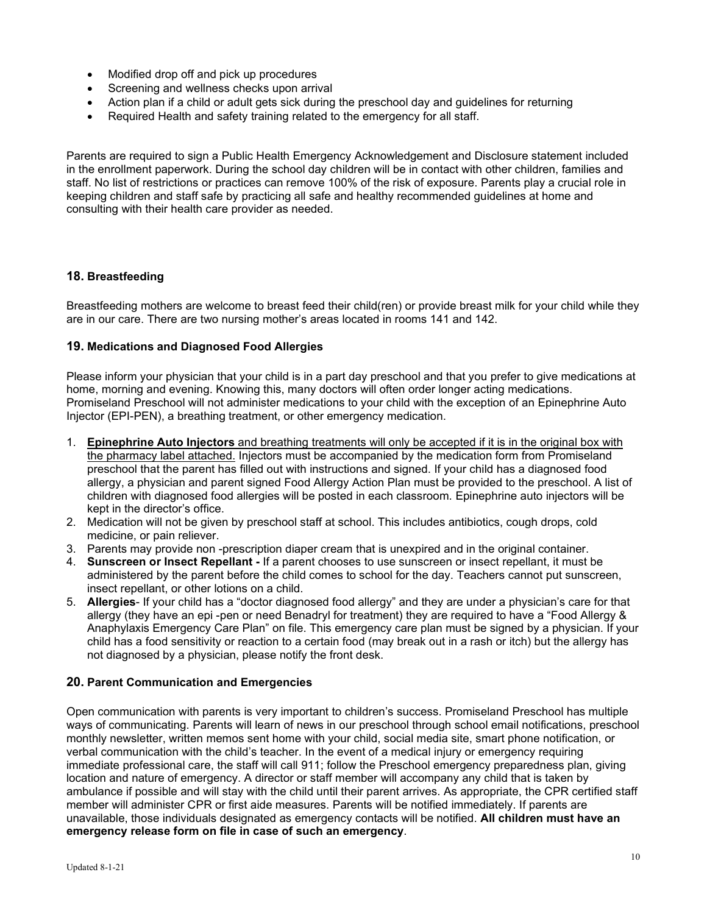- Modified drop off and pick up procedures
- Screening and wellness checks upon arrival
- Action plan if a child or adult gets sick during the preschool day and guidelines for returning
- Required Health and safety training related to the emergency for all staff.

Parents are required to sign a Public Health Emergency Acknowledgement and Disclosure statement included in the enrollment paperwork. During the school day children will be in contact with other children, families and staff. No list of restrictions or practices can remove 100% of the risk of exposure. Parents play a crucial role in keeping children and staff safe by practicing all safe and healthy recommended guidelines at home and consulting with their health care provider as needed.

## 18. Breastfeeding

Breastfeeding mothers are welcome to breast feed their child(ren) or provide breast milk for your child while they are in our care. There are two nursing mother's areas located in rooms 141 and 142.

## 19. Medications and Diagnosed Food Allergies

Please inform your physician that your child is in a part day preschool and that you prefer to give medications at home, morning and evening. Knowing this, many doctors will often order longer acting medications. Promiseland Preschool will not administer medications to your child with the exception of an Epinephrine Auto Injector (EPI-PEN), a breathing treatment, or other emergency medication.

1. **Epinephrine Auto Injectors** <u>and breathing treatments will only be accepted if it is in the original box with the pharmacy label attached.</u> Injectors must be accompanied by the medication form from Promiseland preschool that the parent has filled out with instructions and signed. If your child has a diagnosed food allergy, a physician and parent signed Food Allergy Action Plan must be provided to the preschool. A list of children with diagnosed food allergies will be posted in each classroom. Epinephrine auto injectors will be kept in the director's office.
2. Medication will not be given by preschool staff at school. This includes antibiotics, cough drops, cold medicine, or pain reliever.
3. Parents may provide non -prescription diaper cream that is unexpired and in the original container.
4. **Sunscreen or Insect Repellant -** If a parent chooses to use sunscreen or insect repellant, it must be administered by the parent before the child comes to school for the day. Teachers cannot put sunscreen, insect repellant, or other lotions on a child.
5. **Allergies**- If your child has a "doctor diagnosed food allergy" and they are under a physician's care for that allergy (they have an epi -pen or need Benadryl for treatment) they are required to have a "Food Allergy & Anaphylaxis Emergency Care Plan" on file. This emergency care plan must be signed by a physician. If your child has a food sensitivity or reaction to a certain food (may break out in a rash or itch) but the allergy has not diagnosed by a physician, please notify the front desk.

## 20. Parent Communication and Emergencies

Open communication with parents is very important to children's success. Promiseland Preschool has multiple ways of communicating. Parents will learn of news in our preschool through school email notifications, preschool monthly newsletter, written memos sent home with your child, social media site, smart phone notification, or verbal communication with the child's teacher. In the event of a medical injury or emergency requiring immediate professional care, the staff will call 911; follow the Preschool emergency preparedness plan, giving location and nature of emergency. A director or staff member will accompany any child that is taken by ambulance if possible and will stay with the child until their parent arrives. As appropriate, the CPR certified staff member will administer CPR or first aide measures. Parents will be notified immediately. If parents are unavailable, those individuals designated as emergency contacts will be notified. **All children must have an emergency release form on file in case of such an emergency**.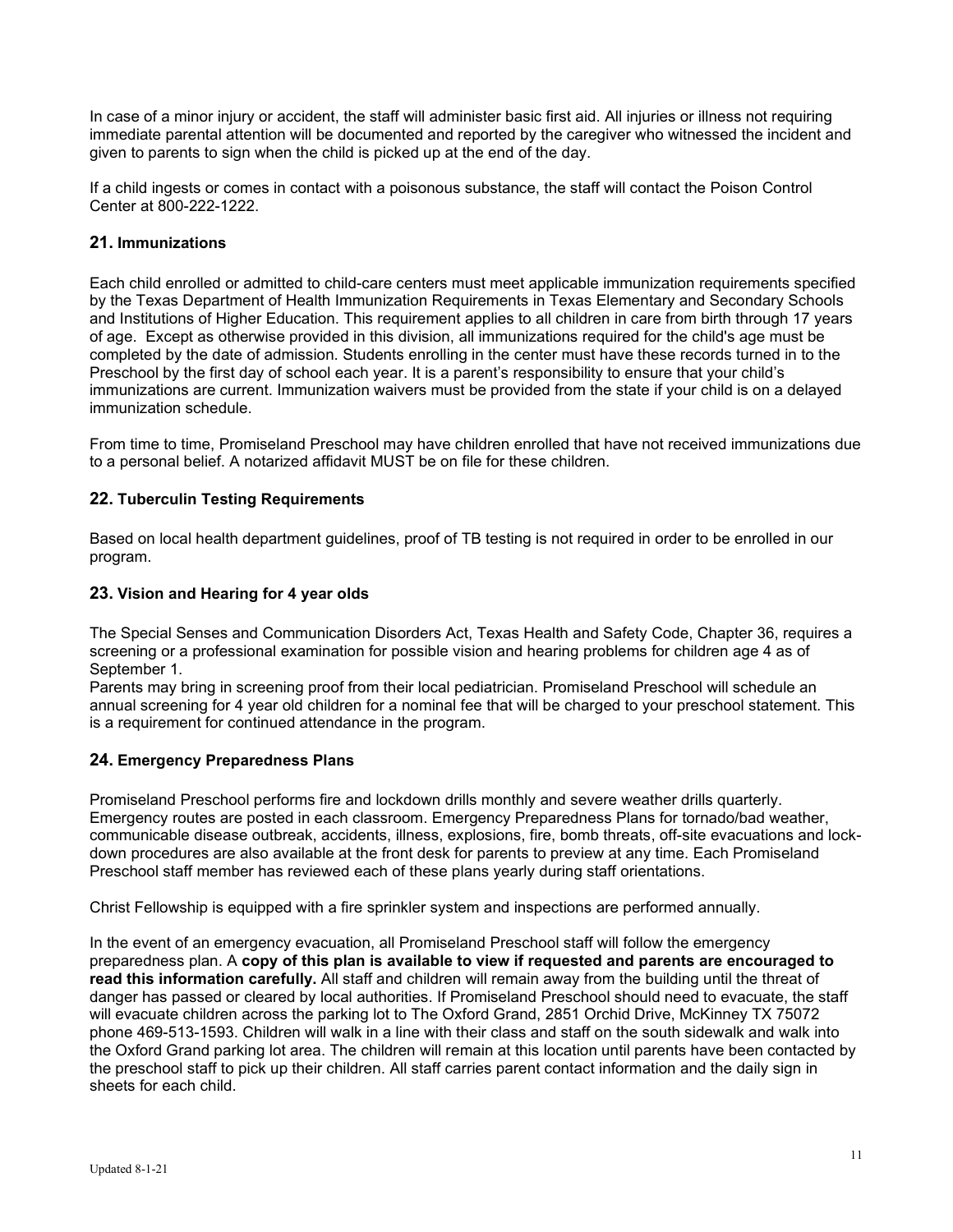In case of a minor injury or accident, the staff will administer basic first aid. All injuries or illness not requiring immediate parental attention will be documented and reported by the caregiver who witnessed the incident and given to parents to sign when the child is picked up at the end of the day.

If a child ingests or comes in contact with a poisonous substance, the staff will contact the Poison Control Center at 800-222-1222.

## 21. Immunizations

Each child enrolled or admitted to child-care centers must meet applicable immunization requirements specified by the Texas Department of Health Immunization Requirements in Texas Elementary and Secondary Schools and Institutions of Higher Education. This requirement applies to all children in care from birth through 17 years of age. Except as otherwise provided in this division, all immunizations required for the child's age must be completed by the date of admission. Students enrolling in the center must have these records turned in to the Preschool by the first day of school each year. It is a parent's responsibility to ensure that your child's immunizations are current. Immunization waivers must be provided from the state if your child is on a delayed immunization schedule.

From time to time, Promiseland Preschool may have children enrolled that have not received immunizations due to a personal belief. A notarized affidavit MUST be on file for these children.

## 22. Tuberculin Testing Requirements

Based on local health department guidelines, proof of TB testing is not required in order to be enrolled in our program.

## 23. Vision and Hearing for 4 year olds

The Special Senses and Communication Disorders Act, Texas Health and Safety Code, Chapter 36, requires a screening or a professional examination for possible vision and hearing problems for children age 4 as of September 1.
Parents may bring in screening proof from their local pediatrician. Promiseland Preschool will schedule an annual screening for 4 year old children for a nominal fee that will be charged to your preschool statement. This is a requirement for continued attendance in the program.

## 24. Emergency Preparedness Plans

Promiseland Preschool performs fire and lockdown drills monthly and severe weather drills quarterly. Emergency routes are posted in each classroom. Emergency Preparedness Plans for tornado/bad weather, communicable disease outbreak, accidents, illness, explosions, fire, bomb threats, off-site evacuations and lock-down procedures are also available at the front desk for parents to preview at any time. Each Promiseland Preschool staff member has reviewed each of these plans yearly during staff orientations.

Christ Fellowship is equipped with a fire sprinkler system and inspections are performed annually.

In the event of an emergency evacuation, all Promiseland Preschool staff will follow the emergency preparedness plan. A **copy of this plan is available to view if requested and parents are encouraged to read this information carefully.** All staff and children will remain away from the building until the threat of danger has passed or cleared by local authorities. If Promiseland Preschool should need to evacuate, the staff will evacuate children across the parking lot to The Oxford Grand, 2851 Orchid Drive, McKinney TX 75072 phone 469-513-1593. Children will walk in a line with their class and staff on the south sidewalk and walk into the Oxford Grand parking lot area. The children will remain at this location until parents have been contacted by the preschool staff to pick up their children. All staff carries parent contact information and the daily sign in sheets for each child.

Updated 8-1-21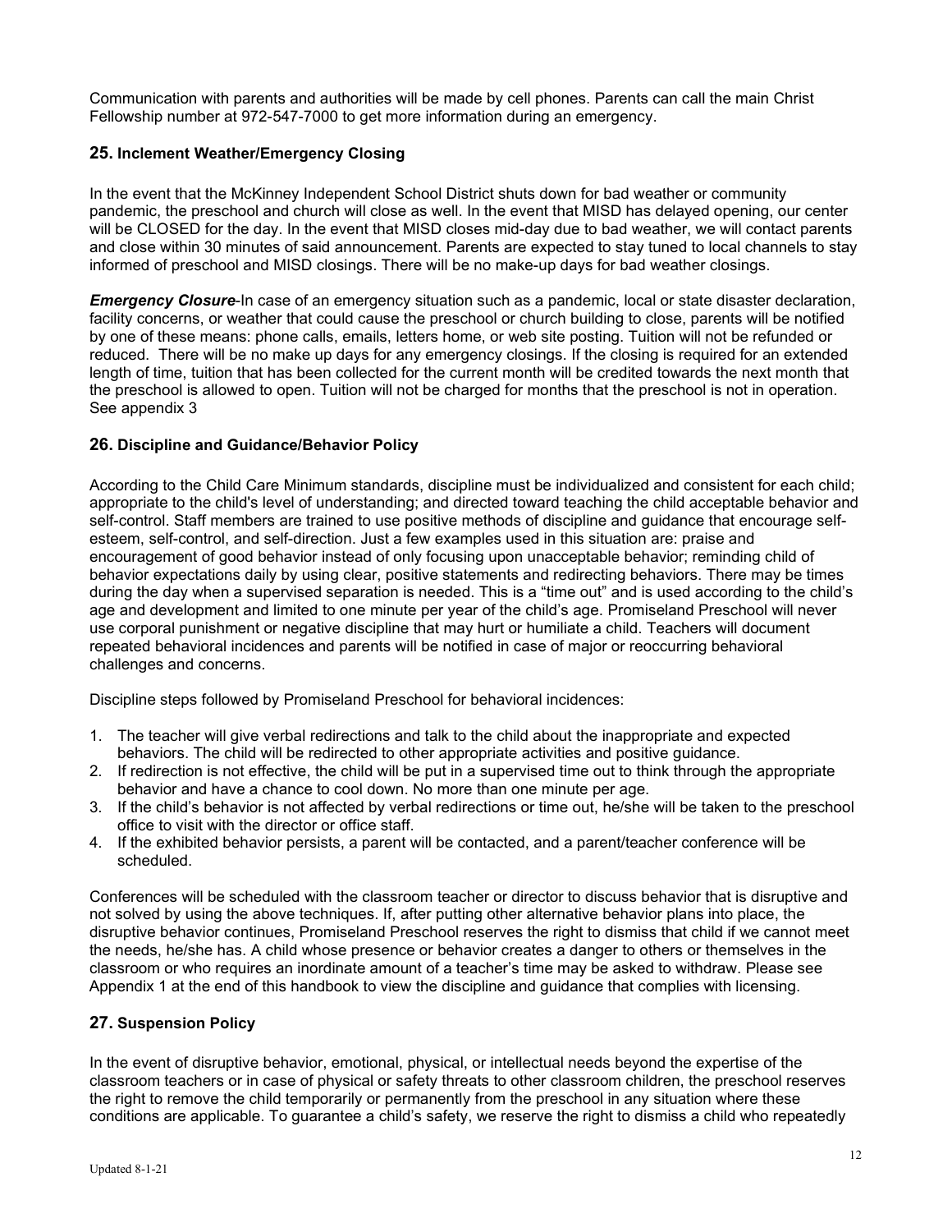Communication with parents and authorities will be made by cell phones. Parents can call the main Christ Fellowship number at 972-547-7000 to get more information during an emergency.

## 25. Inclement Weather/Emergency Closing

In the event that the McKinney Independent School District shuts down for bad weather or community pandemic, the preschool and church will close as well. In the event that MISD has delayed opening, our center will be CLOSED for the day. In the event that MISD closes mid-day due to bad weather, we will contact parents and close within 30 minutes of said announcement. Parents are expected to stay tuned to local channels to stay informed of preschool and MISD closings. There will be no make-up days for bad weather closings.

***Emergency Closure***-In case of an emergency situation such as a pandemic, local or state disaster declaration, facility concerns, or weather that could cause the preschool or church building to close, parents will be notified by one of these means: phone calls, emails, letters home, or web site posting. Tuition will not be refunded or reduced. There will be no make up days for any emergency closings. If the closing is required for an extended length of time, tuition that has been collected for the current month will be credited towards the next month that the preschool is allowed to open. Tuition will not be charged for months that the preschool is not in operation. See appendix 3

## 26. Discipline and Guidance/Behavior Policy

According to the Child Care Minimum standards, discipline must be individualized and consistent for each child; appropriate to the child's level of understanding; and directed toward teaching the child acceptable behavior and self-control. Staff members are trained to use positive methods of discipline and guidance that encourage self-esteem, self-control, and self-direction. Just a few examples used in this situation are: praise and encouragement of good behavior instead of only focusing upon unacceptable behavior; reminding child of behavior expectations daily by using clear, positive statements and redirecting behaviors. There may be times during the day when a supervised separation is needed. This is a "time out" and is used according to the child's age and development and limited to one minute per year of the child's age. Promiseland Preschool will never use corporal punishment or negative discipline that may hurt or humiliate a child. Teachers will document repeated behavioral incidences and parents will be notified in case of major or reoccurring behavioral challenges and concerns.

Discipline steps followed by Promiseland Preschool for behavioral incidences:

1. The teacher will give verbal redirections and talk to the child about the inappropriate and expected behaviors. The child will be redirected to other appropriate activities and positive guidance.
2. If redirection is not effective, the child will be put in a supervised time out to think through the appropriate behavior and have a chance to cool down. No more than one minute per age.
3. If the child's behavior is not affected by verbal redirections or time out, he/she will be taken to the preschool office to visit with the director or office staff.
4. If the exhibited behavior persists, a parent will be contacted, and a parent/teacher conference will be scheduled.

Conferences will be scheduled with the classroom teacher or director to discuss behavior that is disruptive and not solved by using the above techniques. If, after putting other alternative behavior plans into place, the disruptive behavior continues, Promiseland Preschool reserves the right to dismiss that child if we cannot meet the needs, he/she has. A child whose presence or behavior creates a danger to others or themselves in the classroom or who requires an inordinate amount of a teacher's time may be asked to withdraw. Please see Appendix 1 at the end of this handbook to view the discipline and guidance that complies with licensing.

## 27. Suspension Policy

In the event of disruptive behavior, emotional, physical, or intellectual needs beyond the expertise of the classroom teachers or in case of physical or safety threats to other classroom children, the preschool reserves the right to remove the child temporarily or permanently from the preschool in any situation where these conditions are applicable. To guarantee a child's safety, we reserve the right to dismiss a child who repeatedly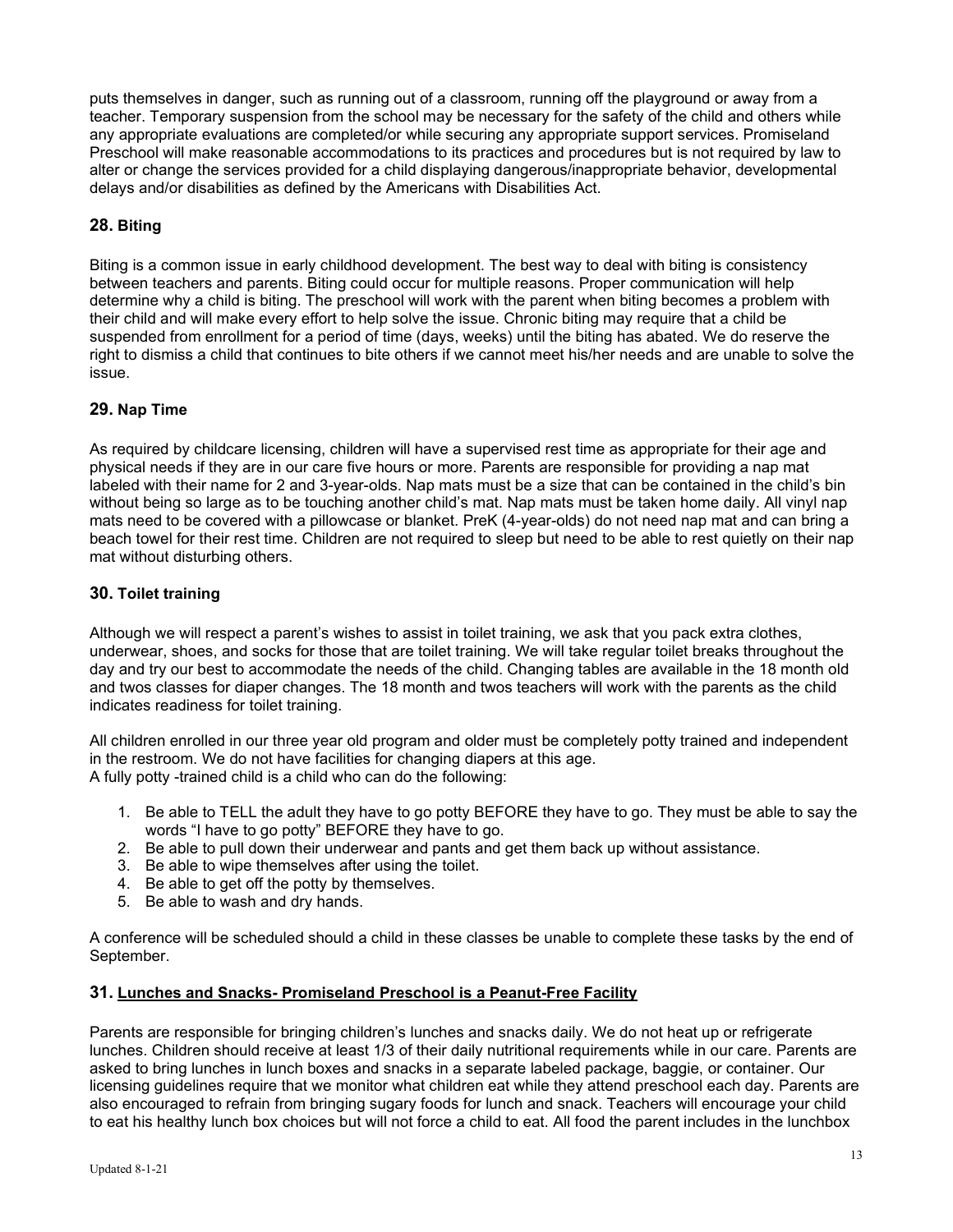puts themselves in danger, such as running out of a classroom, running off the playground or away from a teacher. Temporary suspension from the school may be necessary for the safety of the child and others while any appropriate evaluations are completed/or while securing any appropriate support services. Promiseland Preschool will make reasonable accommodations to its practices and procedures but is not required by law to alter or change the services provided for a child displaying dangerous/inappropriate behavior, developmental delays and/or disabilities as defined by the Americans with Disabilities Act.

## 28. Biting

Biting is a common issue in early childhood development. The best way to deal with biting is consistency between teachers and parents. Biting could occur for multiple reasons. Proper communication will help determine why a child is biting. The preschool will work with the parent when biting becomes a problem with their child and will make every effort to help solve the issue. Chronic biting may require that a child be suspended from enrollment for a period of time (days, weeks) until the biting has abated. We do reserve the right to dismiss a child that continues to bite others if we cannot meet his/her needs and are unable to solve the issue.

## 29. Nap Time

As required by childcare licensing, children will have a supervised rest time as appropriate for their age and physical needs if they are in our care five hours or more. Parents are responsible for providing a nap mat labeled with their name for 2 and 3-year-olds. Nap mats must be a size that can be contained in the child's bin without being so large as to be touching another child's mat. Nap mats must be taken home daily. All vinyl nap mats need to be covered with a pillowcase or blanket. PreK (4-year-olds) do not need nap mat and can bring a beach towel for their rest time. Children are not required to sleep but need to be able to rest quietly on their nap mat without disturbing others.

## 30. Toilet training

Although we will respect a parent's wishes to assist in toilet training, we ask that you pack extra clothes, underwear, shoes, and socks for those that are toilet training. We will take regular toilet breaks throughout the day and try our best to accommodate the needs of the child. Changing tables are available in the 18 month old and twos classes for diaper changes. The 18 month and twos teachers will work with the parents as the child indicates readiness for toilet training.

All children enrolled in our three year old program and older must be completely potty trained and independent in the restroom. We do not have facilities for changing diapers at this age.
A fully potty -trained child is a child who can do the following:

1. Be able to TELL the adult they have to go potty BEFORE they have to go. They must be able to say the words "I have to go potty" BEFORE they have to go.
2. Be able to pull down their underwear and pants and get them back up without assistance.
3. Be able to wipe themselves after using the toilet.
4. Be able to get off the potty by themselves.
5. Be able to wash and dry hands.

A conference will be scheduled should a child in these classes be unable to complete these tasks by the end of September.

## 31. Lunches and Snacks- Promiseland Preschool is a Peanut-Free Facility

Parents are responsible for bringing children's lunches and snacks daily. We do not heat up or refrigerate lunches. Children should receive at least 1/3 of their daily nutritional requirements while in our care. Parents are asked to bring lunches in lunch boxes and snacks in a separate labeled package, baggie, or container. Our licensing guidelines require that we monitor what children eat while they attend preschool each day. Parents are also encouraged to refrain from bringing sugary foods for lunch and snack. Teachers will encourage your child to eat his healthy lunch box choices but will not force a child to eat. All food the parent includes in the lunchbox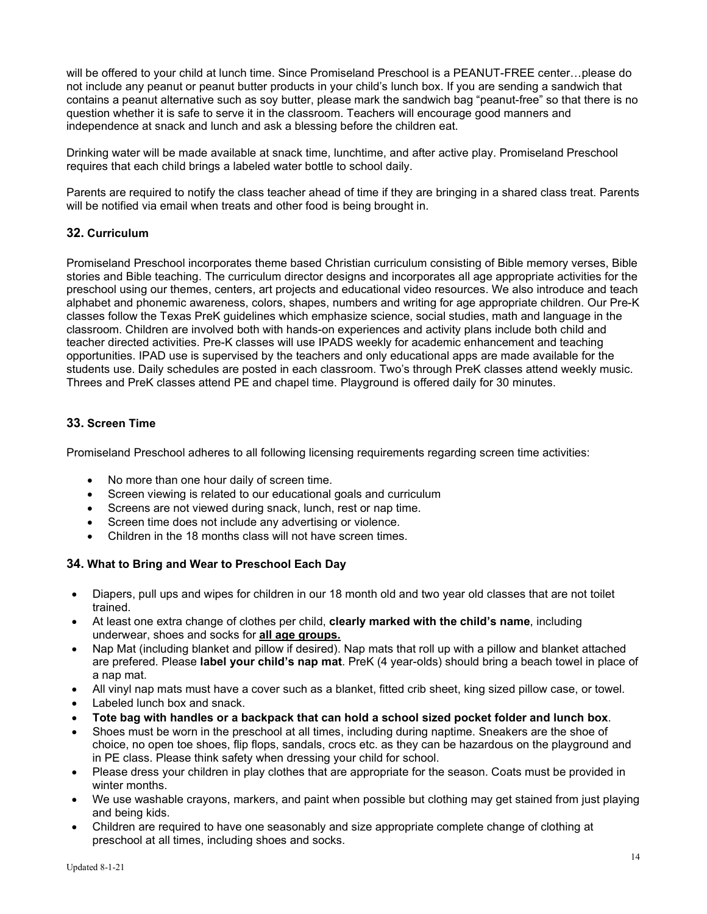will be offered to your child at lunch time. Since Promiseland Preschool is a PEANUT-FREE center…please do not include any peanut or peanut butter products in your child's lunch box. If you are sending a sandwich that contains a peanut alternative such as soy butter, please mark the sandwich bag "peanut-free" so that there is no question whether it is safe to serve it in the classroom. Teachers will encourage good manners and independence at snack and lunch and ask a blessing before the children eat.

Drinking water will be made available at snack time, lunchtime, and after active play. Promiseland Preschool requires that each child brings a labeled water bottle to school daily.

Parents are required to notify the class teacher ahead of time if they are bringing in a shared class treat. Parents will be notified via email when treats and other food is being brought in.

### 32. Curriculum

Promiseland Preschool incorporates theme based Christian curriculum consisting of Bible memory verses, Bible stories and Bible teaching. The curriculum director designs and incorporates all age appropriate activities for the preschool using our themes, centers, art projects and educational video resources. We also introduce and teach alphabet and phonemic awareness, colors, shapes, numbers and writing for age appropriate children. Our Pre-K classes follow the Texas PreK guidelines which emphasize science, social studies, math and language in the classroom. Children are involved both with hands-on experiences and activity plans include both child and teacher directed activities. Pre-K classes will use IPADS weekly for academic enhancement and teaching opportunities. IPAD use is supervised by the teachers and only educational apps are made available for the students use. Daily schedules are posted in each classroom. Two's through PreK classes attend weekly music. Threes and PreK classes attend PE and chapel time. Playground is offered daily for 30 minutes.

### 33. Screen Time

Promiseland Preschool adheres to all following licensing requirements regarding screen time activities:

- No more than one hour daily of screen time.
- Screen viewing is related to our educational goals and curriculum
- Screens are not viewed during snack, lunch, rest or nap time.
- Screen time does not include any advertising or violence.
- Children in the 18 months class will not have screen times.

### 34. What to Bring and Wear to Preschool Each Day

- Diapers, pull ups and wipes for children in our 18 month old and two year old classes that are not toilet trained.
- At least one extra change of clothes per child, **clearly marked with the child's name**, including underwear, shoes and socks for **<u>all age groups.</u>**
- Nap Mat (including blanket and pillow if desired). Nap mats that roll up with a pillow and blanket attached are prefered. Please **label your child's nap mat**. PreK (4 year-olds) should bring a beach towel in place of a nap mat.
- All vinyl nap mats must have a cover such as a blanket, fitted crib sheet, king sized pillow case, or towel.
- Labeled lunch box and snack.
- **Tote bag with handles or a backpack that can hold a school sized pocket folder and lunch box**.
- Shoes must be worn in the preschool at all times, including during naptime. Sneakers are the shoe of choice, no open toe shoes, flip flops, sandals, crocs etc. as they can be hazardous on the playground and in PE class. Please think safety when dressing your child for school.
- Please dress your children in play clothes that are appropriate for the season. Coats must be provided in winter months.
- We use washable crayons, markers, and paint when possible but clothing may get stained from just playing and being kids.
- Children are required to have one seasonably and size appropriate complete change of clothing at preschool at all times, including shoes and socks.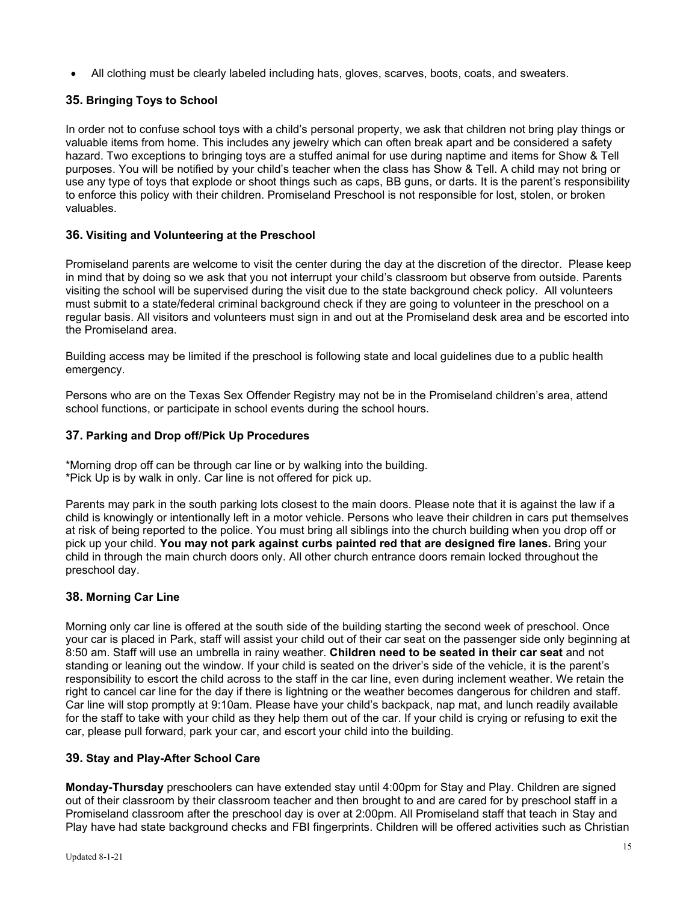- All clothing must be clearly labeled including hats, gloves, scarves, boots, coats, and sweaters.

### 35. Bringing Toys to School

In order not to confuse school toys with a child's personal property, we ask that children not bring play things or valuable items from home. This includes any jewelry which can often break apart and be considered a safety hazard. Two exceptions to bringing toys are a stuffed animal for use during naptime and items for Show & Tell purposes. You will be notified by your child's teacher when the class has Show & Tell. A child may not bring or use any type of toys that explode or shoot things such as caps, BB guns, or darts. It is the parent's responsibility to enforce this policy with their children. Promiseland Preschool is not responsible for lost, stolen, or broken valuables.

### 36. Visiting and Volunteering at the Preschool

Promiseland parents are welcome to visit the center during the day at the discretion of the director. Please keep in mind that by doing so we ask that you not interrupt your child's classroom but observe from outside. Parents visiting the school will be supervised during the visit due to the state background check policy. All volunteers must submit to a state/federal criminal background check if they are going to volunteer in the preschool on a regular basis. All visitors and volunteers must sign in and out at the Promiseland desk area and be escorted into the Promiseland area.

Building access may be limited if the preschool is following state and local guidelines due to a public health emergency.

Persons who are on the Texas Sex Offender Registry may not be in the Promiseland children's area, attend school functions, or participate in school events during the school hours.

### 37. Parking and Drop off/Pick Up Procedures

*Morning drop off can be through car line or by walking into the building.
*Pick Up is by walk in only. Car line is not offered for pick up.

Parents may park in the south parking lots closest to the main doors. Please note that it is against the law if a child is knowingly or intentionally left in a motor vehicle. Persons who leave their children in cars put themselves at risk of being reported to the police. You must bring all siblings into the church building when you drop off or pick up your child. **You may not park against curbs painted red that are designed fire lanes.** Bring your child in through the main church doors only. All other church entrance doors remain locked throughout the preschool day.

### 38. Morning Car Line

Morning only car line is offered at the south side of the building starting the second week of preschool. Once your car is placed in Park, staff will assist your child out of their car seat on the passenger side only beginning at 8:50 am. Staff will use an umbrella in rainy weather. **Children need to be seated in their car seat** and not standing or leaning out the window. If your child is seated on the driver's side of the vehicle, it is the parent's responsibility to escort the child across to the staff in the car line, even during inclement weather. We retain the right to cancel car line for the day if there is lightning or the weather becomes dangerous for children and staff. Car line will stop promptly at 9:10am. Please have your child's backpack, nap mat, and lunch readily available for the staff to take with your child as they help them out of the car. If your child is crying or refusing to exit the car, please pull forward, park your car, and escort your child into the building.

### 39. Stay and Play-After School Care

**Monday-Thursday** preschoolers can have extended stay until 4:00pm for Stay and Play. Children are signed out of their classroom by their classroom teacher and then brought to and are cared for by preschool staff in a Promiseland classroom after the preschool day is over at 2:00pm. All Promiseland staff that teach in Stay and Play have had state background checks and FBI fingerprints. Children will be offered activities such as Christian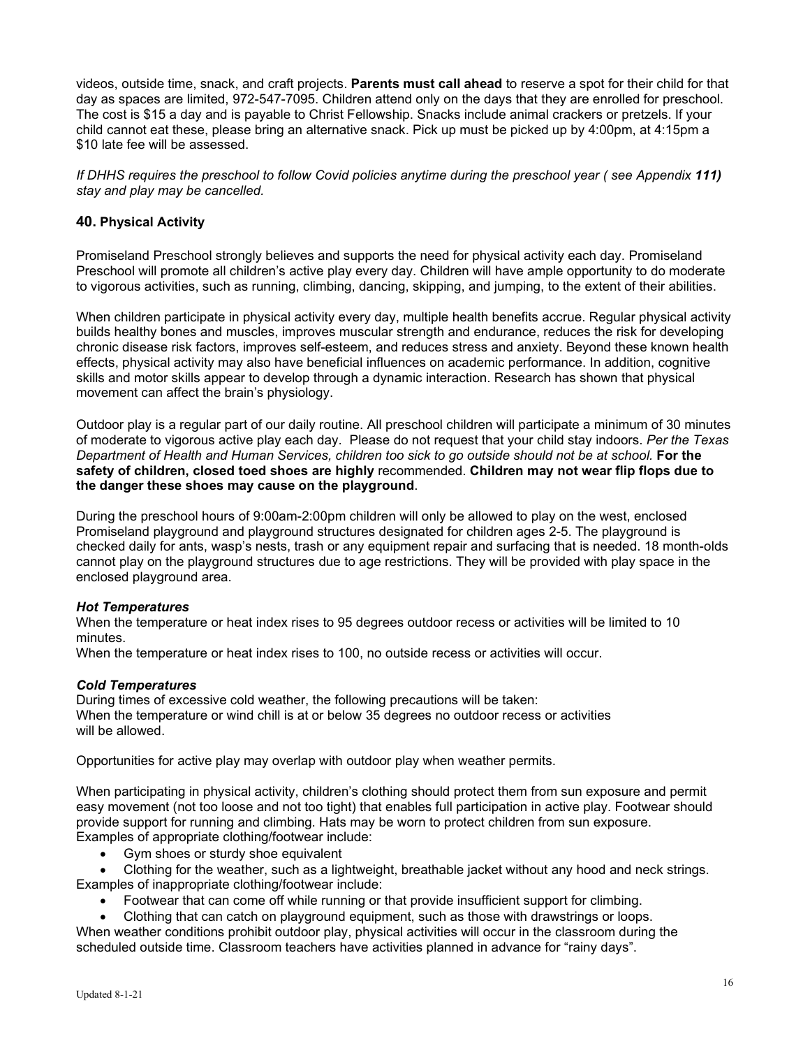videos, outside time, snack, and craft projects. **Parents must call ahead** to reserve a spot for their child for that day as spaces are limited, 972-547-7095. Children attend only on the days that they are enrolled for preschool. The cost is $15 a day and is payable to Christ Fellowship. Snacks include animal crackers or pretzels. If your child cannot eat these, please bring an alternative snack. Pick up must be picked up by 4:00pm, at 4:15pm a $10 late fee will be assessed.

*If DHHS requires the preschool to follow Covid policies anytime during the preschool year ( see Appendix **111)** stay and play may be cancelled.*

## 40. Physical Activity

Promiseland Preschool strongly believes and supports the need for physical activity each day. Promiseland Preschool will promote all children's active play every day. Children will have ample opportunity to do moderate to vigorous activities, such as running, climbing, dancing, skipping, and jumping, to the extent of their abilities.

When children participate in physical activity every day, multiple health benefits accrue. Regular physical activity builds healthy bones and muscles, improves muscular strength and endurance, reduces the risk for developing chronic disease risk factors, improves self-esteem, and reduces stress and anxiety. Beyond these known health effects, physical activity may also have beneficial influences on academic performance. In addition, cognitive skills and motor skills appear to develop through a dynamic interaction. Research has shown that physical movement can affect the brain's physiology.

Outdoor play is a regular part of our daily routine. All preschool children will participate a minimum of 30 minutes of moderate to vigorous active play each day. Please do not request that your child stay indoors. *Per the Texas Department of Health and Human Services, children too sick to go outside should not be at school.* **For the safety of children, closed toed shoes are highly** recommended. **Children may not wear flip flops due to the danger these shoes may cause on the playground**.

During the preschool hours of 9:00am-2:00pm children will only be allowed to play on the west, enclosed Promiseland playground and playground structures designated for children ages 2-5. The playground is checked daily for ants, wasp's nests, trash or any equipment repair and surfacing that is needed. 18 month-olds cannot play on the playground structures due to age restrictions. They will be provided with play space in the enclosed playground area.

***Hot Temperatures***

When the temperature or heat index rises to 95 degrees outdoor recess or activities will be limited to 10 minutes.

When the temperature or heat index rises to 100, no outside recess or activities will occur.

***Cold Temperatures***

During times of excessive cold weather, the following precautions will be taken:
When the temperature or wind chill is at or below 35 degrees no outdoor recess or activities will be allowed.

Opportunities for active play may overlap with outdoor play when weather permits.

When participating in physical activity, children's clothing should protect them from sun exposure and permit easy movement (not too loose and not too tight) that enables full participation in active play. Footwear should provide support for running and climbing. Hats may be worn to protect children from sun exposure.
Examples of appropriate clothing/footwear include:

- Gym shoes or sturdy shoe equivalent
- Clothing for the weather, such as a lightweight, breathable jacket without any hood and neck strings.

Examples of inappropriate clothing/footwear include:

- Footwear that can come off while running or that provide insufficient support for climbing.
- Clothing that can catch on playground equipment, such as those with drawstrings or loops.

When weather conditions prohibit outdoor play, physical activities will occur in the classroom during the scheduled outside time. Classroom teachers have activities planned in advance for "rainy days".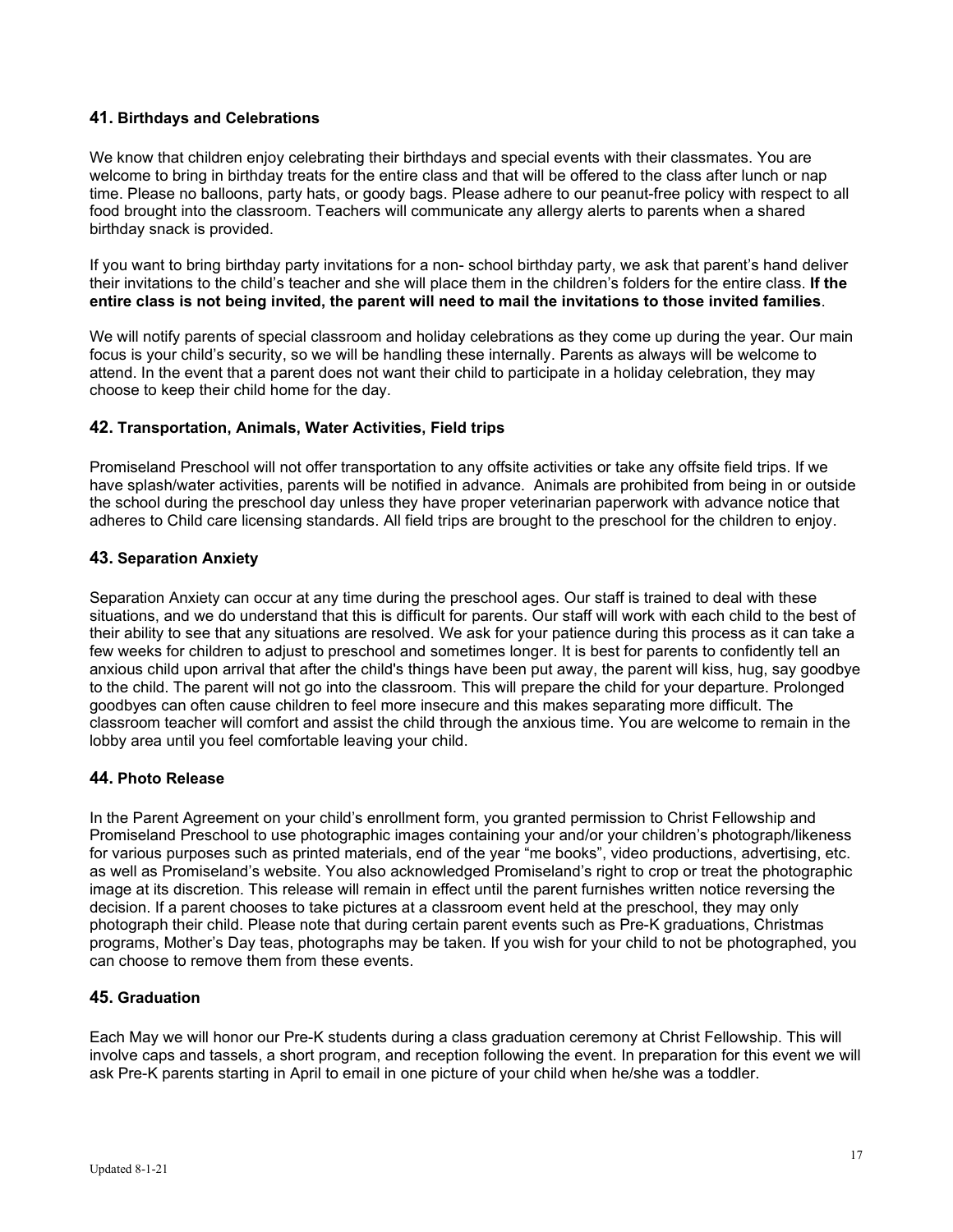### 41. Birthdays and Celebrations

We know that children enjoy celebrating their birthdays and special events with their classmates. You are welcome to bring in birthday treats for the entire class and that will be offered to the class after lunch or nap time. Please no balloons, party hats, or goody bags. Please adhere to our peanut-free policy with respect to all food brought into the classroom. Teachers will communicate any allergy alerts to parents when a shared birthday snack is provided.

If you want to bring birthday party invitations for a non- school birthday party, we ask that parent's hand deliver their invitations to the child's teacher and she will place them in the children's folders for the entire class. **If the entire class is not being invited, the parent will need to mail the invitations to those invited families**.

We will notify parents of special classroom and holiday celebrations as they come up during the year. Our main focus is your child's security, so we will be handling these internally. Parents as always will be welcome to attend. In the event that a parent does not want their child to participate in a holiday celebration, they may choose to keep their child home for the day.

### 42. Transportation, Animals, Water Activities, Field trips

Promiseland Preschool will not offer transportation to any offsite activities or take any offsite field trips. If we have splash/water activities, parents will be notified in advance. Animals are prohibited from being in or outside the school during the preschool day unless they have proper veterinarian paperwork with advance notice that adheres to Child care licensing standards. All field trips are brought to the preschool for the children to enjoy.

### 43. Separation Anxiety

Separation Anxiety can occur at any time during the preschool ages. Our staff is trained to deal with these situations, and we do understand that this is difficult for parents. Our staff will work with each child to the best of their ability to see that any situations are resolved. We ask for your patience during this process as it can take a few weeks for children to adjust to preschool and sometimes longer. It is best for parents to confidently tell an anxious child upon arrival that after the child's things have been put away, the parent will kiss, hug, say goodbye to the child. The parent will not go into the classroom. This will prepare the child for your departure. Prolonged goodbyes can often cause children to feel more insecure and this makes separating more difficult. The classroom teacher will comfort and assist the child through the anxious time. You are welcome to remain in the lobby area until you feel comfortable leaving your child.

### 44. Photo Release

In the Parent Agreement on your child's enrollment form, you granted permission to Christ Fellowship and Promiseland Preschool to use photographic images containing your and/or your children's photograph/likeness for various purposes such as printed materials, end of the year "me books", video productions, advertising, etc. as well as Promiseland's website. You also acknowledged Promiseland's right to crop or treat the photographic image at its discretion. This release will remain in effect until the parent furnishes written notice reversing the decision. If a parent chooses to take pictures at a classroom event held at the preschool, they may only photograph their child. Please note that during certain parent events such as Pre-K graduations, Christmas programs, Mother's Day teas, photographs may be taken. If you wish for your child to not be photographed, you can choose to remove them from these events.

### 45. Graduation

Each May we will honor our Pre-K students during a class graduation ceremony at Christ Fellowship. This will involve caps and tassels, a short program, and reception following the event. In preparation for this event we will ask Pre-K parents starting in April to email in one picture of your child when he/she was a toddler.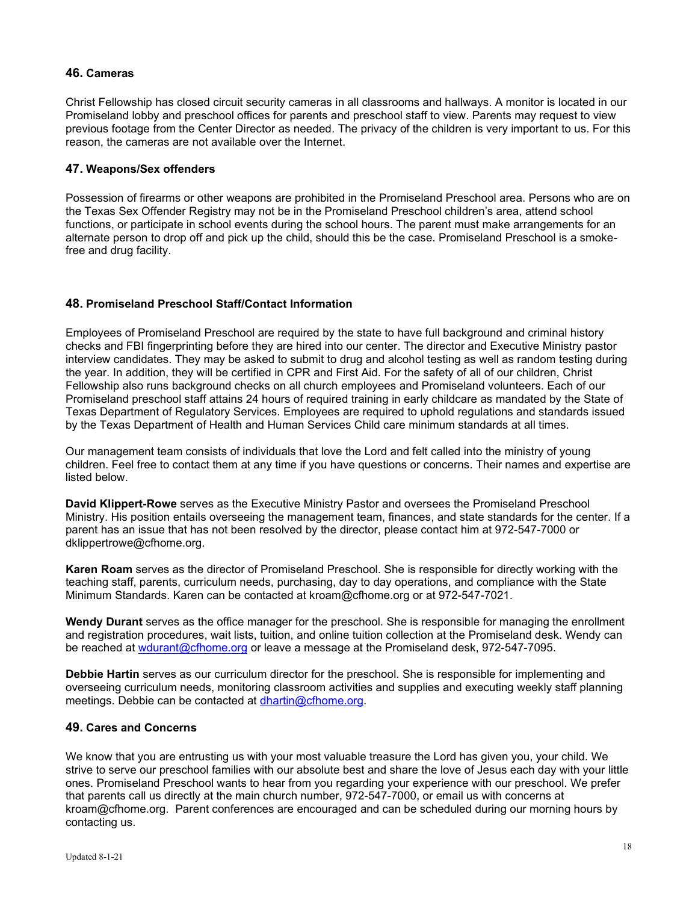## 46. Cameras

Christ Fellowship has closed circuit security cameras in all classrooms and hallways. A monitor is located in our Promiseland lobby and preschool offices for parents and preschool staff to view. Parents may request to view previous footage from the Center Director as needed. The privacy of the children is very important to us. For this reason, the cameras are not available over the Internet.

## 47. Weapons/Sex offenders

Possession of firearms or other weapons are prohibited in the Promiseland Preschool area. Persons who are on the Texas Sex Offender Registry may not be in the Promiseland Preschool children's area, attend school functions, or participate in school events during the school hours. The parent must make arrangements for an alternate person to drop off and pick up the child, should this be the case. Promiseland Preschool is a smoke-free and drug facility.

## 48. Promiseland Preschool Staff/Contact Information

Employees of Promiseland Preschool are required by the state to have full background and criminal history checks and FBI fingerprinting before they are hired into our center. The director and Executive Ministry pastor interview candidates. They may be asked to submit to drug and alcohol testing as well as random testing during the year. In addition, they will be certified in CPR and First Aid. For the safety of all of our children, Christ Fellowship also runs background checks on all church employees and Promiseland volunteers. Each of our Promiseland preschool staff attains 24 hours of required training in early childcare as mandated by the State of Texas Department of Regulatory Services. Employees are required to uphold regulations and standards issued by the Texas Department of Health and Human Services Child care minimum standards at all times.

Our management team consists of individuals that love the Lord and felt called into the ministry of young children. Feel free to contact them at any time if you have questions or concerns. Their names and expertise are listed below.

**David Klippert-Rowe** serves as the Executive Ministry Pastor and oversees the Promiseland Preschool Ministry. His position entails overseeing the management team, finances, and state standards for the center. If a parent has an issue that has not been resolved by the director, please contact him at 972-547-7000 or dklippertrowe@cfhome.org.

**Karen Roam** serves as the director of Promiseland Preschool. She is responsible for directly working with the teaching staff, parents, curriculum needs, purchasing, day to day operations, and compliance with the State Minimum Standards. Karen can be contacted at kroam@cfhome.org or at 972-547-7021.

**Wendy Durant** serves as the office manager for the preschool. She is responsible for managing the enrollment and registration procedures, wait lists, tuition, and online tuition collection at the Promiseland desk. Wendy can be reached at wdurant@cfhome.org or leave a message at the Promiseland desk, 972-547-7095.

**Debbie Hartin** serves as our curriculum director for the preschool. She is responsible for implementing and overseeing curriculum needs, monitoring classroom activities and supplies and executing weekly staff planning meetings. Debbie can be contacted at dhartin@cfhome.org.

## 49. Cares and Concerns

We know that you are entrusting us with your most valuable treasure the Lord has given you, your child. We strive to serve our preschool families with our absolute best and share the love of Jesus each day with your little ones. Promiseland Preschool wants to hear from you regarding your experience with our preschool. We prefer that parents call us directly at the main church number, 972-547-7000, or email us with concerns at kroam@cfhome.org. Parent conferences are encouraged and can be scheduled during our morning hours by contacting us.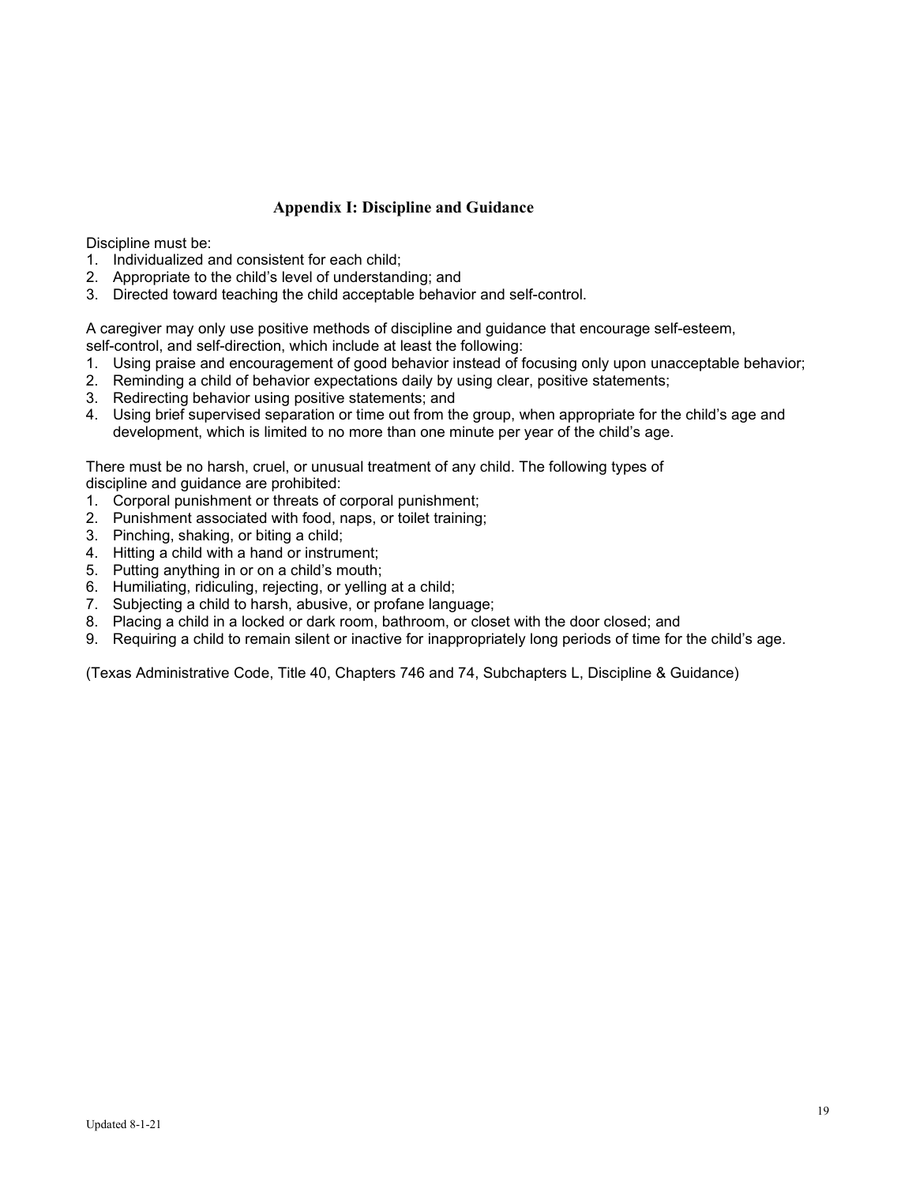## Appendix I: Discipline and Guidance

Discipline must be:

1. Individualized and consistent for each child;
2. Appropriate to the child's level of understanding; and
3. Directed toward teaching the child acceptable behavior and self-control.

A caregiver may only use positive methods of discipline and guidance that encourage self-esteem, self-control, and self-direction, which include at least the following:

1. Using praise and encouragement of good behavior instead of focusing only upon unacceptable behavior;
2. Reminding a child of behavior expectations daily by using clear, positive statements;
3. Redirecting behavior using positive statements; and
4. Using brief supervised separation or time out from the group, when appropriate for the child's age and development, which is limited to no more than one minute per year of the child's age.

There must be no harsh, cruel, or unusual treatment of any child. The following types of discipline and guidance are prohibited:

1. Corporal punishment or threats of corporal punishment;
2. Punishment associated with food, naps, or toilet training;
3. Pinching, shaking, or biting a child;
4. Hitting a child with a hand or instrument;
5. Putting anything in or on a child's mouth;
6. Humiliating, ridiculing, rejecting, or yelling at a child;
7. Subjecting a child to harsh, abusive, or profane language;
8. Placing a child in a locked or dark room, bathroom, or closet with the door closed; and
9. Requiring a child to remain silent or inactive for inappropriately long periods of time for the child's age.

(Texas Administrative Code, Title 40, Chapters 746 and 74, Subchapters L, Discipline & Guidance)

Updated 8-1-21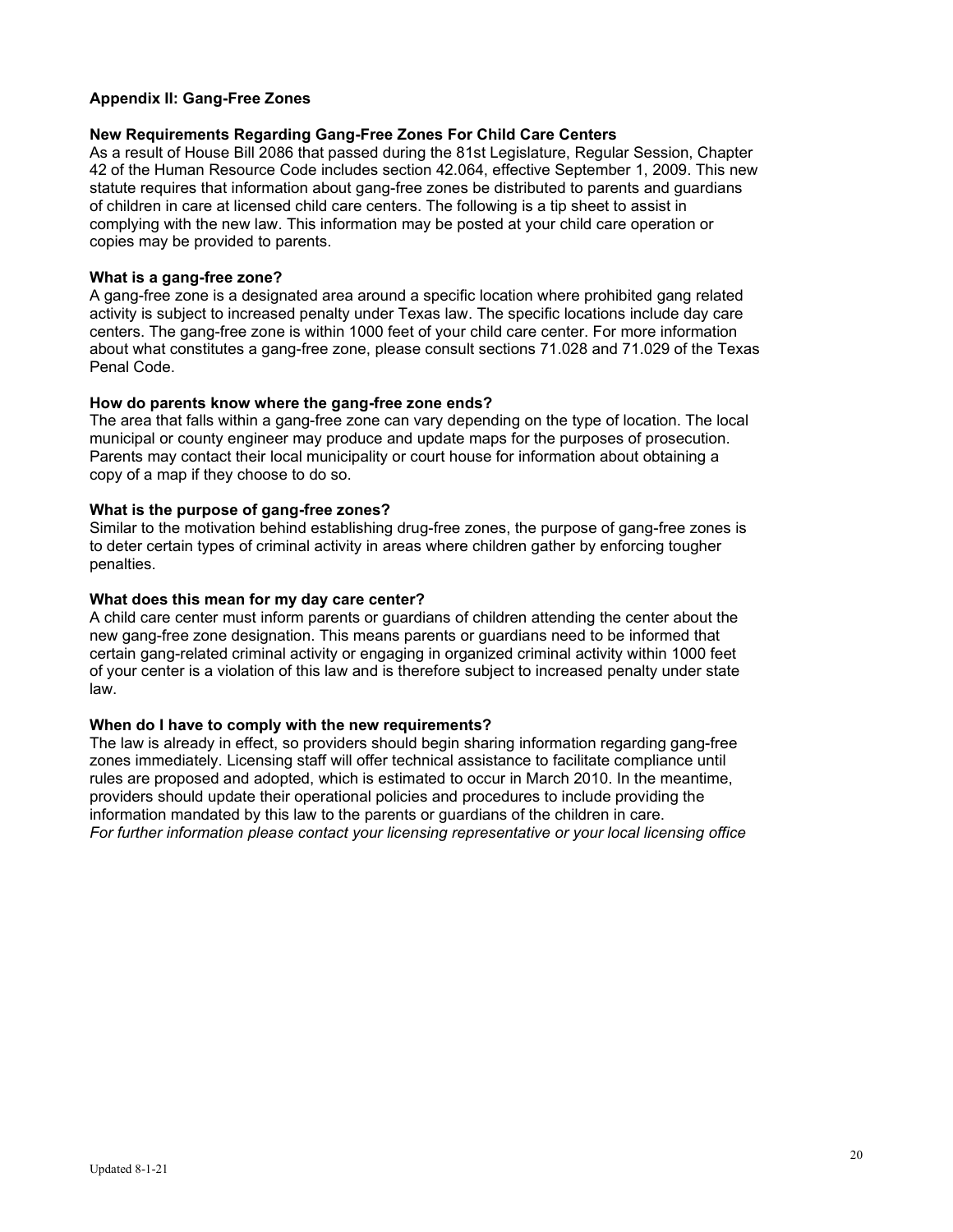## Appendix II: Gang-Free Zones

### New Requirements Regarding Gang-Free Zones For Child Care Centers

As a result of House Bill 2086 that passed during the 81st Legislature, Regular Session, Chapter 42 of the Human Resource Code includes section 42.064, effective September 1, 2009. This new statute requires that information about gang-free zones be distributed to parents and guardians of children in care at licensed child care centers. The following is a tip sheet to assist in complying with the new law. This information may be posted at your child care operation or copies may be provided to parents.

### What is a gang-free zone?

A gang-free zone is a designated area around a specific location where prohibited gang related activity is subject to increased penalty under Texas law. The specific locations include day care centers. The gang-free zone is within 1000 feet of your child care center. For more information about what constitutes a gang-free zone, please consult sections 71.028 and 71.029 of the Texas Penal Code.

### How do parents know where the gang-free zone ends?

The area that falls within a gang-free zone can vary depending on the type of location. The local municipal or county engineer may produce and update maps for the purposes of prosecution. Parents may contact their local municipality or court house for information about obtaining a copy of a map if they choose to do so.

### What is the purpose of gang-free zones?

Similar to the motivation behind establishing drug-free zones, the purpose of gang-free zones is to deter certain types of criminal activity in areas where children gather by enforcing tougher penalties.

### What does this mean for my day care center?

A child care center must inform parents or guardians of children attending the center about the new gang-free zone designation. This means parents or guardians need to be informed that certain gang-related criminal activity or engaging in organized criminal activity within 1000 feet of your center is a violation of this law and is therefore subject to increased penalty under state law.

### When do I have to comply with the new requirements?

The law is already in effect, so providers should begin sharing information regarding gang-free zones immediately. Licensing staff will offer technical assistance to facilitate compliance until rules are proposed and adopted, which is estimated to occur in March 2010. In the meantime, providers should update their operational policies and procedures to include providing the information mandated by this law to the parents or guardians of the children in care.

*For further information please contact your licensing representative or your local licensing office*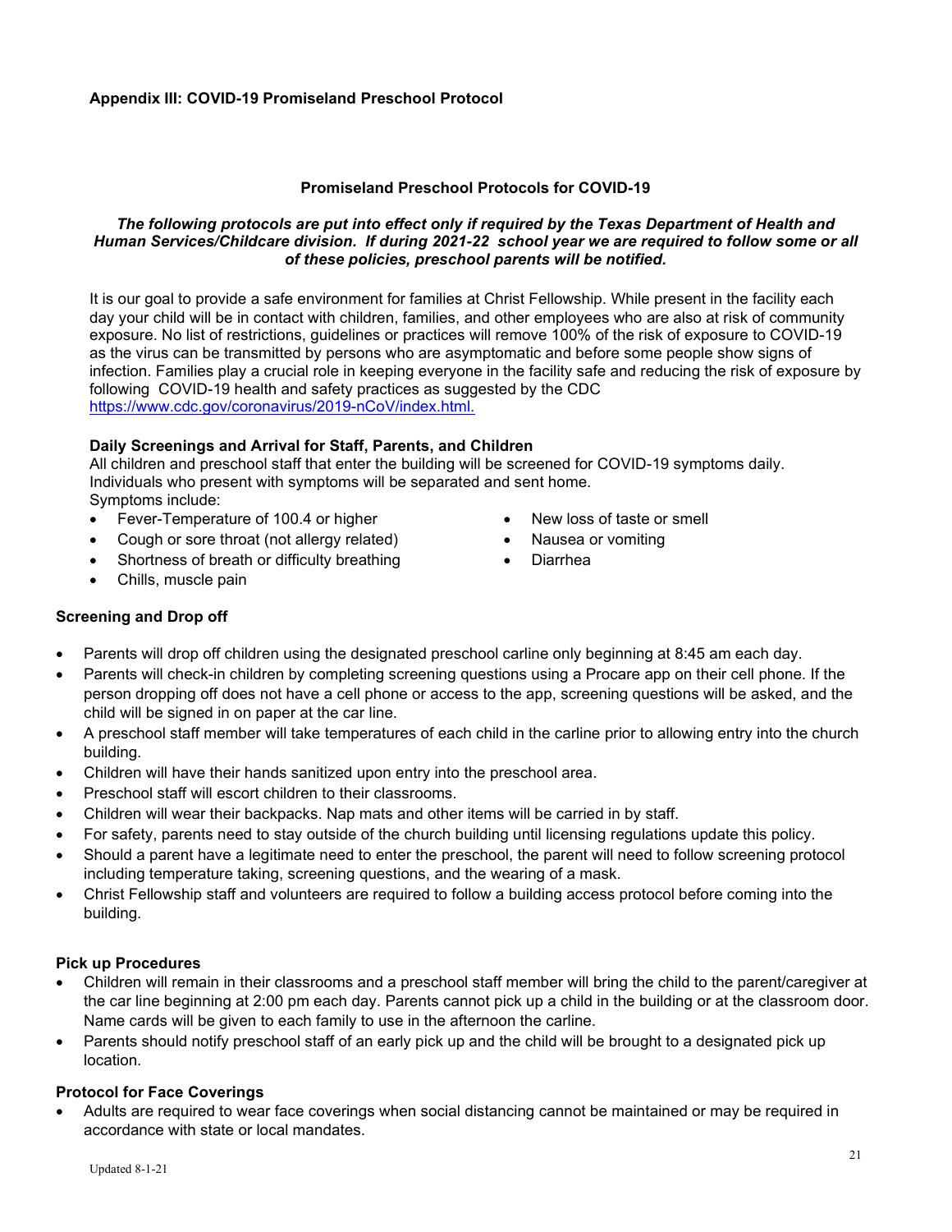**Appendix III: COVID-19 Promiseland Preschool Protocol**

## Promiseland Preschool Protocols for COVID-19

***The following protocols are put into effect only if required by the Texas Department of Health and Human Services/Childcare division. If during 2021-22 school year we are required to follow some or all of these policies, preschool parents will be notified.***

It is our goal to provide a safe environment for families at Christ Fellowship. While present in the facility each day your child will be in contact with children, families, and other employees who are also at risk of community exposure. No list of restrictions, guidelines or practices will remove 100% of the risk of exposure to COVID-19 as the virus can be transmitted by persons who are asymptomatic and before some people show signs of infection. Families play a crucial role in keeping everyone in the facility safe and reducing the risk of exposure by following COVID-19 health and safety practices as suggested by the CDC https://www.cdc.gov/coronavirus/2019-nCoV/index.html.

### Daily Screenings and Arrival for Staff, Parents, and Children

All children and preschool staff that enter the building will be screened for COVID-19 symptoms daily. Individuals who present with symptoms will be separated and sent home.
Symptoms include:

- Fever-Temperature of 100.4 or higher
- Cough or sore throat (not allergy related)
- Shortness of breath or difficulty breathing
- Chills, muscle pain
- New loss of taste or smell
- Nausea or vomiting
- Diarrhea

### Screening and Drop off

- Parents will drop off children using the designated preschool carline only beginning at 8:45 am each day.
- Parents will check-in children by completing screening questions using a Procare app on their cell phone. If the person dropping off does not have a cell phone or access to the app, screening questions will be asked, and the child will be signed in on paper at the car line.
- A preschool staff member will take temperatures of each child in the carline prior to allowing entry into the church building.
- Children will have their hands sanitized upon entry into the preschool area.
- Preschool staff will escort children to their classrooms.
- Children will wear their backpacks. Nap mats and other items will be carried in by staff.
- For safety, parents need to stay outside of the church building until licensing regulations update this policy.
- Should a parent have a legitimate need to enter the preschool, the parent will need to follow screening protocol including temperature taking, screening questions, and the wearing of a mask.
- Christ Fellowship staff and volunteers are required to follow a building access protocol before coming into the building.

### Pick up Procedures

- Children will remain in their classrooms and a preschool staff member will bring the child to the parent/caregiver at the car line beginning at 2:00 pm each day. Parents cannot pick up a child in the building or at the classroom door. Name cards will be given to each family to use in the afternoon the carline.
- Parents should notify preschool staff of an early pick up and the child will be brought to a designated pick up location.

### Protocol for Face Coverings

- Adults are required to wear face coverings when social distancing cannot be maintained or may be required in accordance with state or local mandates.

Updated 8-1-21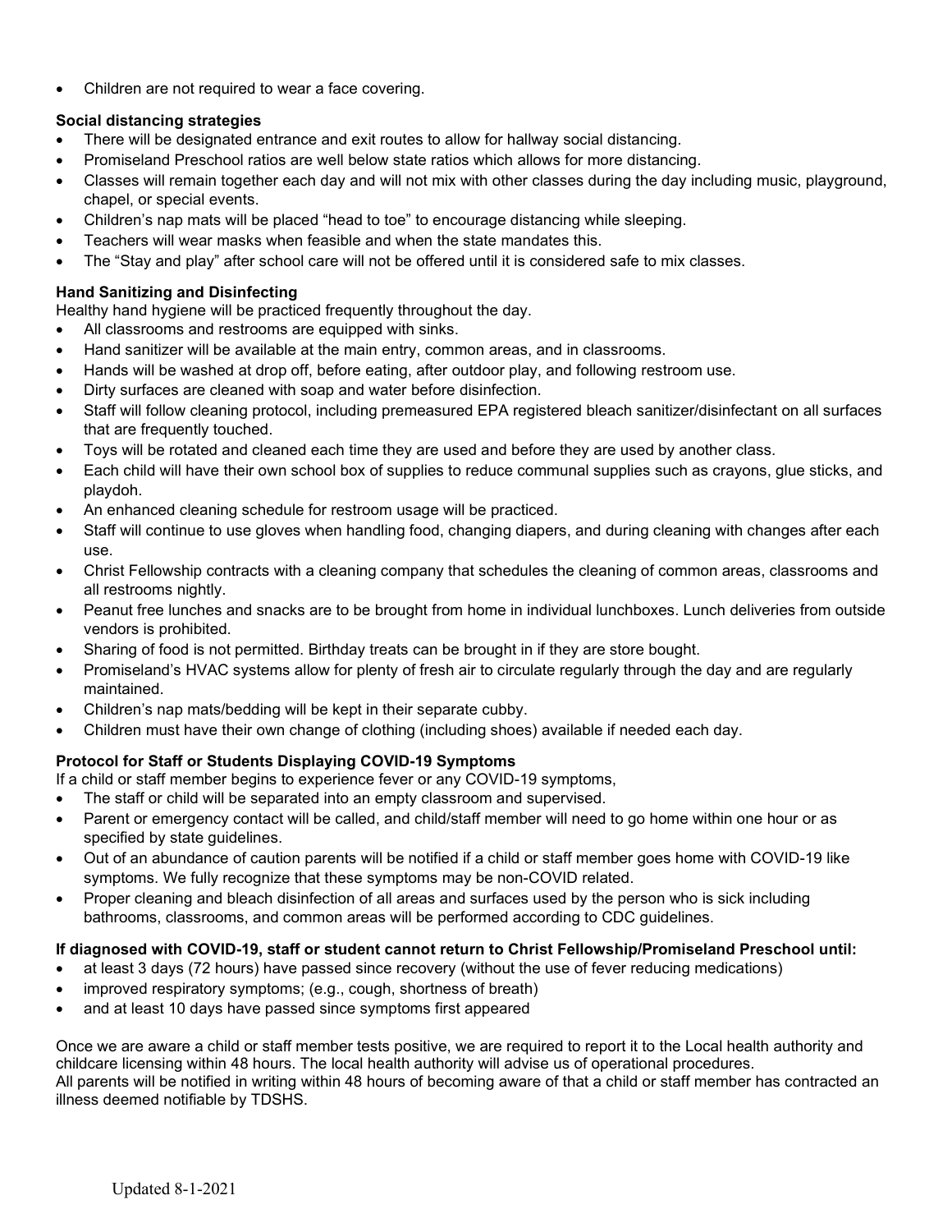- Children are not required to wear a face covering.

**Social distancing strategies**

- There will be designated entrance and exit routes to allow for hallway social distancing.
- Promiseland Preschool ratios are well below state ratios which allows for more distancing.
- Classes will remain together each day and will not mix with other classes during the day including music, playground, chapel, or special events.
- Children's nap mats will be placed "head to toe" to encourage distancing while sleeping.
- Teachers will wear masks when feasible and when the state mandates this.
- The "Stay and play" after school care will not be offered until it is considered safe to mix classes.

**Hand Sanitizing and Disinfecting**

Healthy hand hygiene will be practiced frequently throughout the day.

- All classrooms and restrooms are equipped with sinks.
- Hand sanitizer will be available at the main entry, common areas, and in classrooms.
- Hands will be washed at drop off, before eating, after outdoor play, and following restroom use.
- Dirty surfaces are cleaned with soap and water before disinfection.
- Staff will follow cleaning protocol, including premeasured EPA registered bleach sanitizer/disinfectant on all surfaces that are frequently touched.
- Toys will be rotated and cleaned each time they are used and before they are used by another class.
- Each child will have their own school box of supplies to reduce communal supplies such as crayons, glue sticks, and playdoh.
- An enhanced cleaning schedule for restroom usage will be practiced.
- Staff will continue to use gloves when handling food, changing diapers, and during cleaning with changes after each use.
- Christ Fellowship contracts with a cleaning company that schedules the cleaning of common areas, classrooms and all restrooms nightly.
- Peanut free lunches and snacks are to be brought from home in individual lunchboxes. Lunch deliveries from outside vendors is prohibited.
- Sharing of food is not permitted. Birthday treats can be brought in if they are store bought.
- Promiseland's HVAC systems allow for plenty of fresh air to circulate regularly through the day and are regularly maintained.
- Children's nap mats/bedding will be kept in their separate cubby.
- Children must have their own change of clothing (including shoes) available if needed each day.

**Protocol for Staff or Students Displaying COVID-19 Symptoms**

If a child or staff member begins to experience fever or any COVID-19 symptoms,

- The staff or child will be separated into an empty classroom and supervised.
- Parent or emergency contact will be called, and child/staff member will need to go home within one hour or as specified by state guidelines.
- Out of an abundance of caution parents will be notified if a child or staff member goes home with COVID-19 like symptoms. We fully recognize that these symptoms may be non-COVID related.
- Proper cleaning and bleach disinfection of all areas and surfaces used by the person who is sick including bathrooms, classrooms, and common areas will be performed according to CDC guidelines.

**If diagnosed with COVID-19, staff or student cannot return to Christ Fellowship/Promiseland Preschool until:**

- at least 3 days (72 hours) have passed since recovery (without the use of fever reducing medications)
- improved respiratory symptoms; (e.g., cough, shortness of breath)
- and at least 10 days have passed since symptoms first appeared

Once we are aware a child or staff member tests positive, we are required to report it to the Local health authority and childcare licensing within 48 hours. The local health authority will advise us of operational procedures.
All parents will be notified in writing within 48 hours of becoming aware of that a child or staff member has contracted an illness deemed notifiable by TDSHS.

Updated 8-1-2021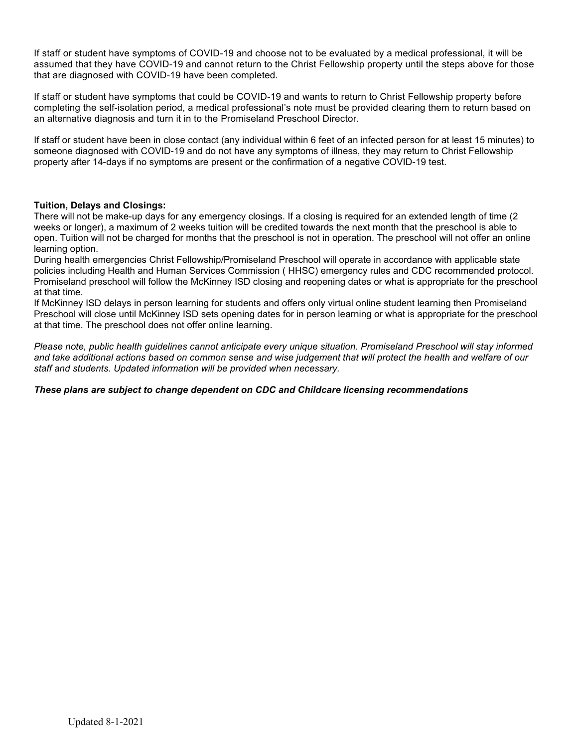If staff or student have symptoms of COVID-19 and choose not to be evaluated by a medical professional, it will be assumed that they have COVID-19 and cannot return to the Christ Fellowship property until the steps above for those that are diagnosed with COVID-19 have been completed.

If staff or student have symptoms that could be COVID-19 and wants to return to Christ Fellowship property before completing the self-isolation period, a medical professional's note must be provided clearing them to return based on an alternative diagnosis and turn it in to the Promiseland Preschool Director.

If staff or student have been in close contact (any individual within 6 feet of an infected person for at least 15 minutes) to someone diagnosed with COVID-19 and do not have any symptoms of illness, they may return to Christ Fellowship property after 14-days if no symptoms are present or the confirmation of a negative COVID-19 test.

**Tuition, Delays and Closings:**

There will not be make-up days for any emergency closings. If a closing is required for an extended length of time (2 weeks or longer), a maximum of 2 weeks tuition will be credited towards the next month that the preschool is able to open. Tuition will not be charged for months that the preschool is not in operation. The preschool will not offer an online learning option.

During health emergencies Christ Fellowship/Promiseland Preschool will operate in accordance with applicable state policies including Health and Human Services Commission ( HHSC) emergency rules and CDC recommended protocol. Promiseland preschool will follow the McKinney ISD closing and reopening dates or what is appropriate for the preschool at that time.

If McKinney ISD delays in person learning for students and offers only virtual online student learning then Promiseland Preschool will close until McKinney ISD sets opening dates for in person learning or what is appropriate for the preschool at that time. The preschool does not offer online learning.

*Please note, public health guidelines cannot anticipate every unique situation. Promiseland Preschool will stay informed and take additional actions based on common sense and wise judgement that will protect the health and welfare of our staff and students. Updated information will be provided when necessary.*

***These plans are subject to change dependent on CDC and Childcare licensing recommendations***

Updated 8-1-2021